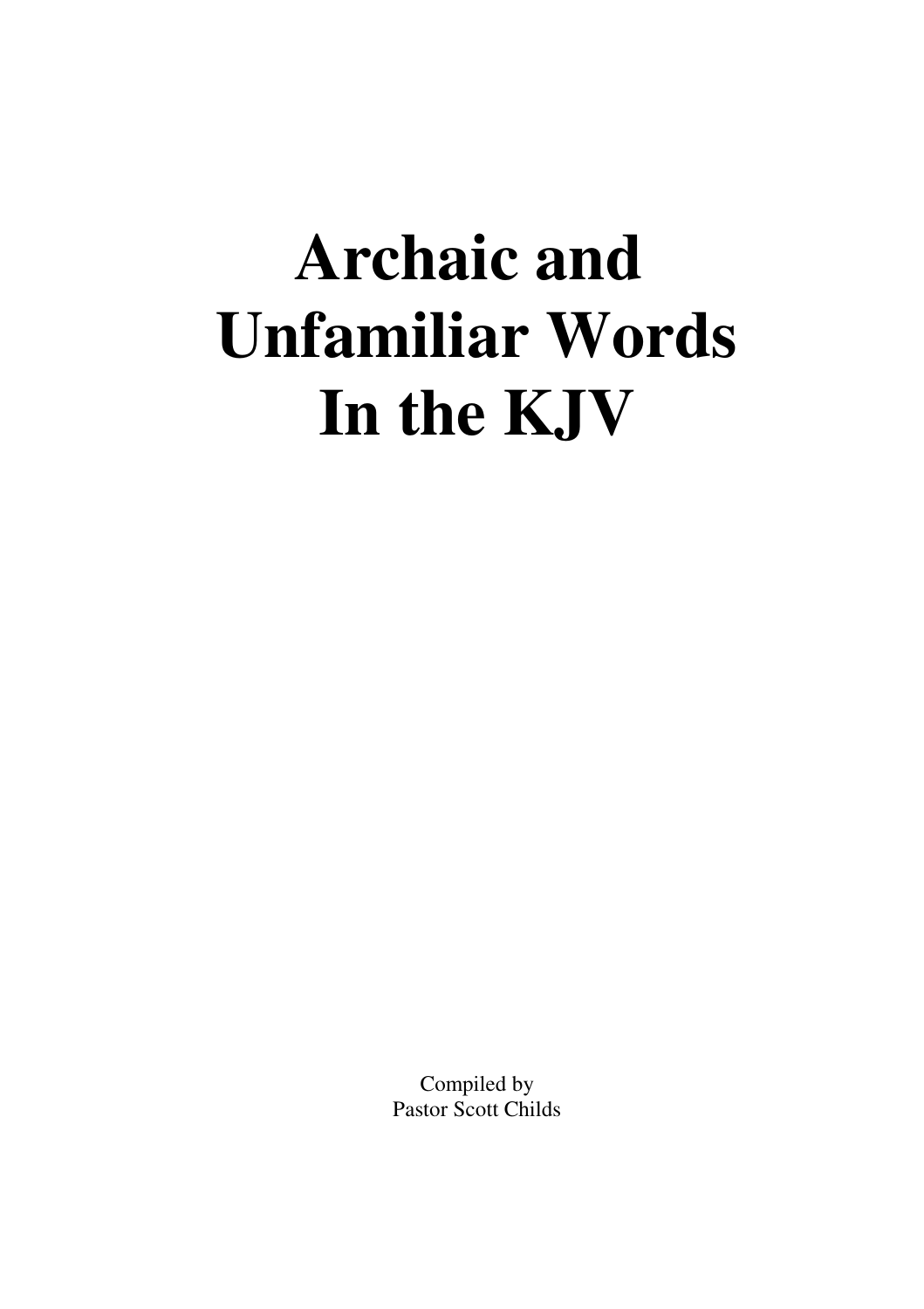# Archaic and Unfamiliar Words In the KJV

Compiled by
Pastor Scott Childs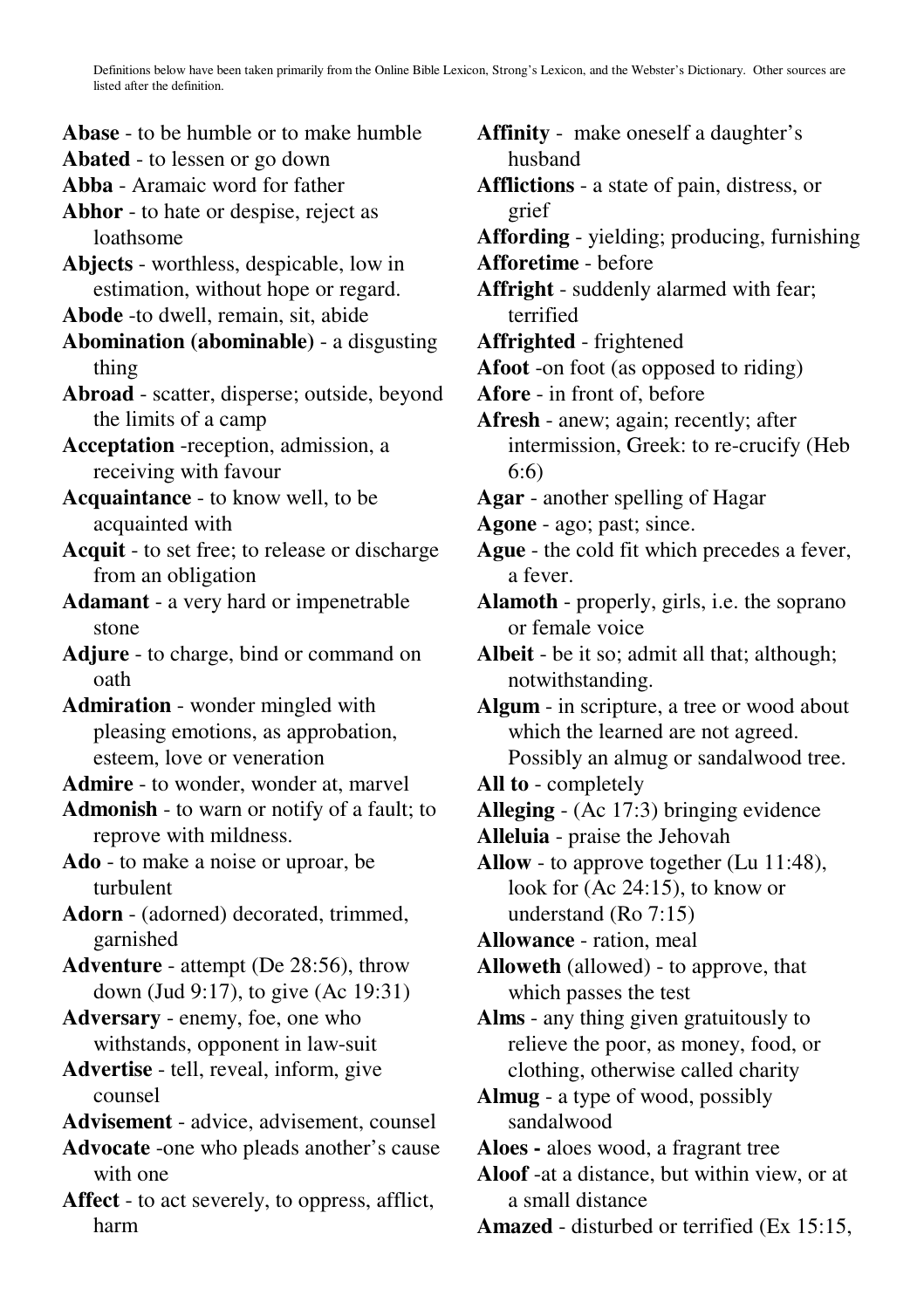Definitions below have been taken primarily from the Online Bible Lexicon, Strong's Lexicon, and the Webster's Dictionary. Other sources are listed after the definition.

**Abase** - to be humble or to make humble

**Abated** - to lessen or go down

**Abba** - Aramaic word for father

**Abhor** - to hate or despise, reject as loathsome

**Abjects** - worthless, despicable, low in estimation, without hope or regard.

**Abode** -to dwell, remain, sit, abide

**Abomination (abominable)** - a disgusting thing

**Abroad** - scatter, disperse; outside, beyond the limits of a camp

**Acceptation** -reception, admission, a receiving with favour

**Acquaintance** - to know well, to be acquainted with

**Acquit** - to set free; to release or discharge from an obligation

**Adamant** - a very hard or impenetrable stone

**Adjure** - to charge, bind or command on oath

**Admiration** - wonder mingled with pleasing emotions, as approbation, esteem, love or veneration

**Admire** - to wonder, wonder at, marvel

**Admonish** - to warn or notify of a fault; to reprove with mildness.

**Ado** - to make a noise or uproar, be turbulent

**Adorn** - (adorned) decorated, trimmed, garnished

**Adventure** - attempt (De 28:56), throw down (Jud 9:17), to give (Ac 19:31)

**Adversary** - enemy, foe, one who withstands, opponent in law-suit

**Advertise** - tell, reveal, inform, give counsel

**Advisement** - advice, advisement, counsel

**Advocate** -one who pleads another's cause with one

**Affect** - to act severely, to oppress, afflict, harm

**Affinity** - make oneself a daughter's husband

**Afflictions** - a state of pain, distress, or grief

**Affording** - yielding; producing, furnishing

**Afforetime** - before

**Affright** - suddenly alarmed with fear; terrified

**Affrighted** - frightened

**Afoot** -on foot (as opposed to riding)

**Afore** - in front of, before

**Afresh** - anew; again; recently; after intermission, Greek: to re-crucify (Heb 6:6)

**Agar** - another spelling of Hagar

**Agone** - ago; past; since.

**Ague** - the cold fit which precedes a fever, a fever.

**Alamoth** - properly, girls, i.e. the soprano or female voice

**Albeit** - be it so; admit all that; although; notwithstanding.

**Algum** - in scripture, a tree or wood about which the learned are not agreed. Possibly an almug or sandalwood tree.

**All to** - completely

**Alleging** - (Ac 17:3) bringing evidence

**Alleluia** - praise the Jehovah

**Allow** - to approve together (Lu 11:48), look for (Ac 24:15), to know or understand (Ro 7:15)

**Allowance** - ration, meal

**Alloweth** (allowed) - to approve, that which passes the test

**Alms** - any thing given gratuitously to relieve the poor, as money, food, or clothing, otherwise called charity

**Almug** - a type of wood, possibly sandalwood

**Aloes -** aloes wood, a fragrant tree

**Aloof** -at a distance, but within view, or at a small distance

**Amazed** - disturbed or terrified (Ex 15:15,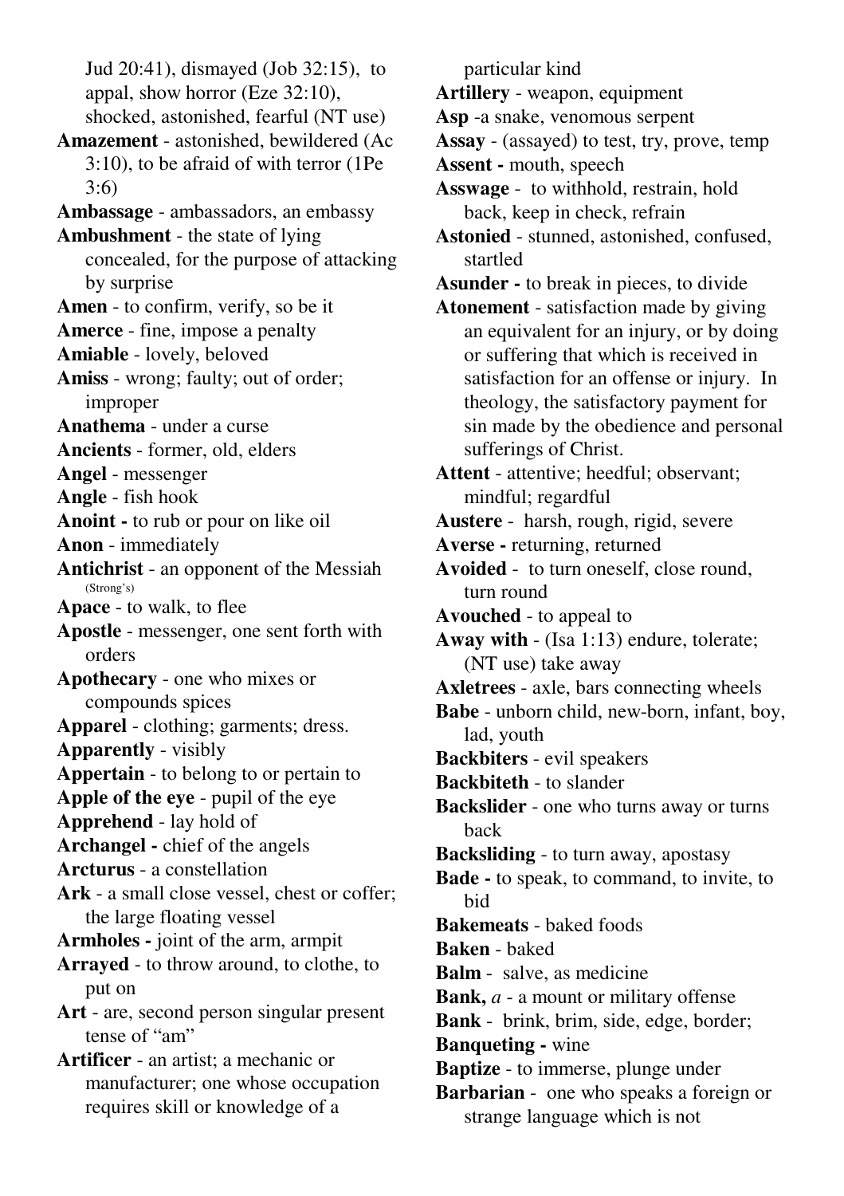Jud 20:41), dismayed (Job 32:15), to appal, show horror (Eze 32:10), shocked, astonished, fearful (NT use)

**Amazement** - astonished, bewildered (Ac 3:10), to be afraid of with terror (1Pe 3:6)

**Ambassage** - ambassadors, an embassy

**Ambushment** - the state of lying concealed, for the purpose of attacking by surprise

**Amen** - to confirm, verify, so be it

**Amerce** - fine, impose a penalty

**Amiable** - lovely, beloved

**Amiss** - wrong; faulty; out of order; improper

**Anathema** - under a curse

**Ancients** - former, old, elders

**Angel** - messenger

**Angle** - fish hook

**Anoint -** to rub or pour on like oil

**Anon** - immediately

**Antichrist** - an opponent of the Messiah (Strong's)

**Apace** - to walk, to flee

**Apostle** - messenger, one sent forth with orders

**Apothecary** - one who mixes or compounds spices

**Apparel** - clothing; garments; dress.

**Apparently** - visibly

**Appertain** - to belong to or pertain to

**Apple of the eye** - pupil of the eye

**Apprehend** - lay hold of

**Archangel -** chief of the angels

**Arcturus** - a constellation

**Ark** - a small close vessel, chest or coffer; the large floating vessel

**Armholes -** joint of the arm, armpit

**Arrayed** - to throw around, to clothe, to put on

**Art** - are, second person singular present tense of "am"

**Artificer** - an artist; a mechanic or manufacturer; one whose occupation requires skill or knowledge of a particular kind

**Artillery** - weapon, equipment

**Asp** -a snake, venomous serpent

**Assay** - (assayed) to test, try, prove, temp

**Assent -** mouth, speech

**Asswage** - to withhold, restrain, hold back, keep in check, refrain

**Astonied** - stunned, astonished, confused, startled

**Asunder -** to break in pieces, to divide

**Atonement** - satisfaction made by giving an equivalent for an injury, or by doing or suffering that which is received in satisfaction for an offense or injury. In theology, the satisfactory payment for sin made by the obedience and personal sufferings of Christ.

**Attent** - attentive; heedful; observant; mindful; regardful

**Austere** - harsh, rough, rigid, severe

**Averse -** returning, returned

**Avoided** - to turn oneself, close round, turn round

**Avouched** - to appeal to

**Away with** - (Isa 1:13) endure, tolerate; (NT use) take away

**Axletrees** - axle, bars connecting wheels

**Babe** - unborn child, new-born, infant, boy, lad, youth

**Backbiters** - evil speakers

**Backbiteth** - to slander

**Backslider** - one who turns away or turns back

**Backsliding** - to turn away, apostasy

**Bade -** to speak, to command, to invite, to bid

**Bakemeats** - baked foods

**Baken** - baked

**Balm** - salve, as medicine

**Bank,** *a* - a mount or military offense

**Bank** - brink, brim, side, edge, border;

**Banqueting -** wine

**Baptize** - to immerse, plunge under

**Barbarian** - one who speaks a foreign or strange language which is not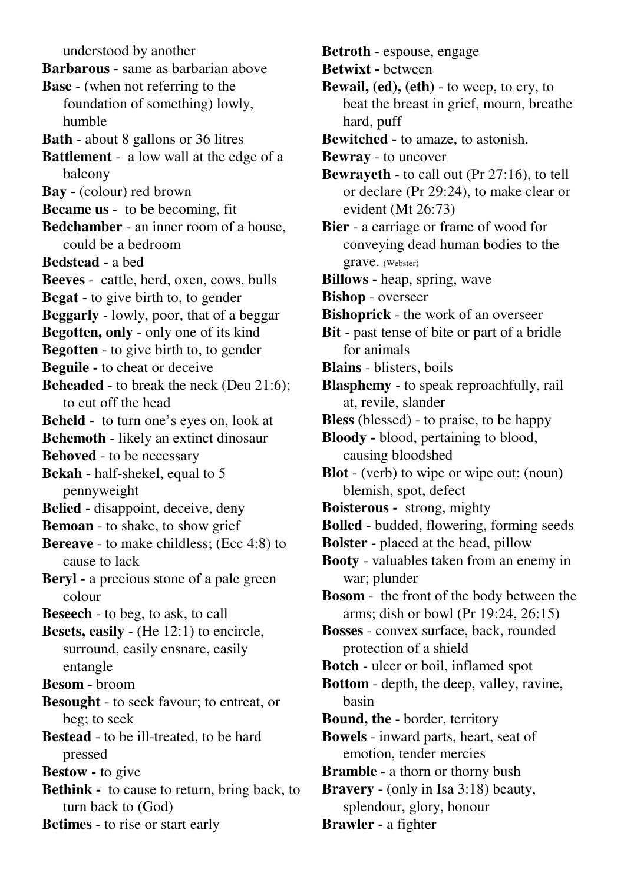understood by another

**Barbarous** - same as barbarian above

**Base** - (when not referring to the foundation of something) lowly, humble

**Bath** - about 8 gallons or 36 litres

**Battlement** - a low wall at the edge of a balcony

**Bay** - (colour) red brown

**Became us** - to be becoming, fit

**Bedchamber** - an inner room of a house, could be a bedroom

**Bedstead** - a bed

**Beeves** - cattle, herd, oxen, cows, bulls

**Begat** - to give birth to, to gender

**Beggarly** - lowly, poor, that of a beggar

**Begotten, only** - only one of its kind

**Begotten** - to give birth to, to gender

**Beguile -** to cheat or deceive

**Beheaded** - to break the neck (Deu 21:6); to cut off the head

**Beheld** - to turn one's eyes on, look at

**Behemoth** - likely an extinct dinosaur

**Behoved** - to be necessary

**Bekah** - half-shekel, equal to 5 pennyweight

**Belied -** disappoint, deceive, deny

**Bemoan** - to shake, to show grief

**Bereave** - to make childless; (Ecc 4:8) to cause to lack

**Beryl -** a precious stone of a pale green colour

**Beseech** - to beg, to ask, to call

**Besets, easily** - (He 12:1) to encircle, surround, easily ensnare, easily entangle

**Besom** - broom

**Besought** - to seek favour; to entreat, or beg; to seek

**Bestead** - to be ill-treated, to be hard pressed

**Bestow -** to give

**Bethink -** to cause to return, bring back, to turn back to (God)

**Betimes** - to rise or start early

**Betroth** - espouse, engage

**Betwixt -** between

**Bewail, (ed), (eth)** - to weep, to cry, to beat the breast in grief, mourn, breathe hard, puff

**Bewitched -** to amaze, to astonish,

**Bewray** - to uncover

**Bewrayeth** - to call out (Pr 27:16), to tell or declare (Pr 29:24), to make clear or evident (Mt 26:73)

**Bier** - a carriage or frame of wood for conveying dead human bodies to the grave. (Webster)

**Billows -** heap, spring, wave

**Bishop** - overseer

**Bishoprick** - the work of an overseer

**Bit** - past tense of bite or part of a bridle for animals

**Blains** - blisters, boils

**Blasphemy** - to speak reproachfully, rail at, revile, slander

**Bless** (blessed) - to praise, to be happy

**Bloody -** blood, pertaining to blood, causing bloodshed

**Blot** - (verb) to wipe or wipe out; (noun) blemish, spot, defect

**Boisterous -** strong, mighty

**Bolled** - budded, flowering, forming seeds

**Bolster** - placed at the head, pillow

**Booty** - valuables taken from an enemy in war; plunder

**Bosom** - the front of the body between the arms; dish or bowl (Pr 19:24, 26:15)

**Bosses** - convex surface, back, rounded protection of a shield

**Botch** - ulcer or boil, inflamed spot

**Bottom** - depth, the deep, valley, ravine, basin

**Bound, the** - border, territory

**Bowels** - inward parts, heart, seat of emotion, tender mercies

**Bramble** - a thorn or thorny bush

**Bravery** - (only in Isa 3:18) beauty, splendour, glory, honour

**Brawler -** a fighter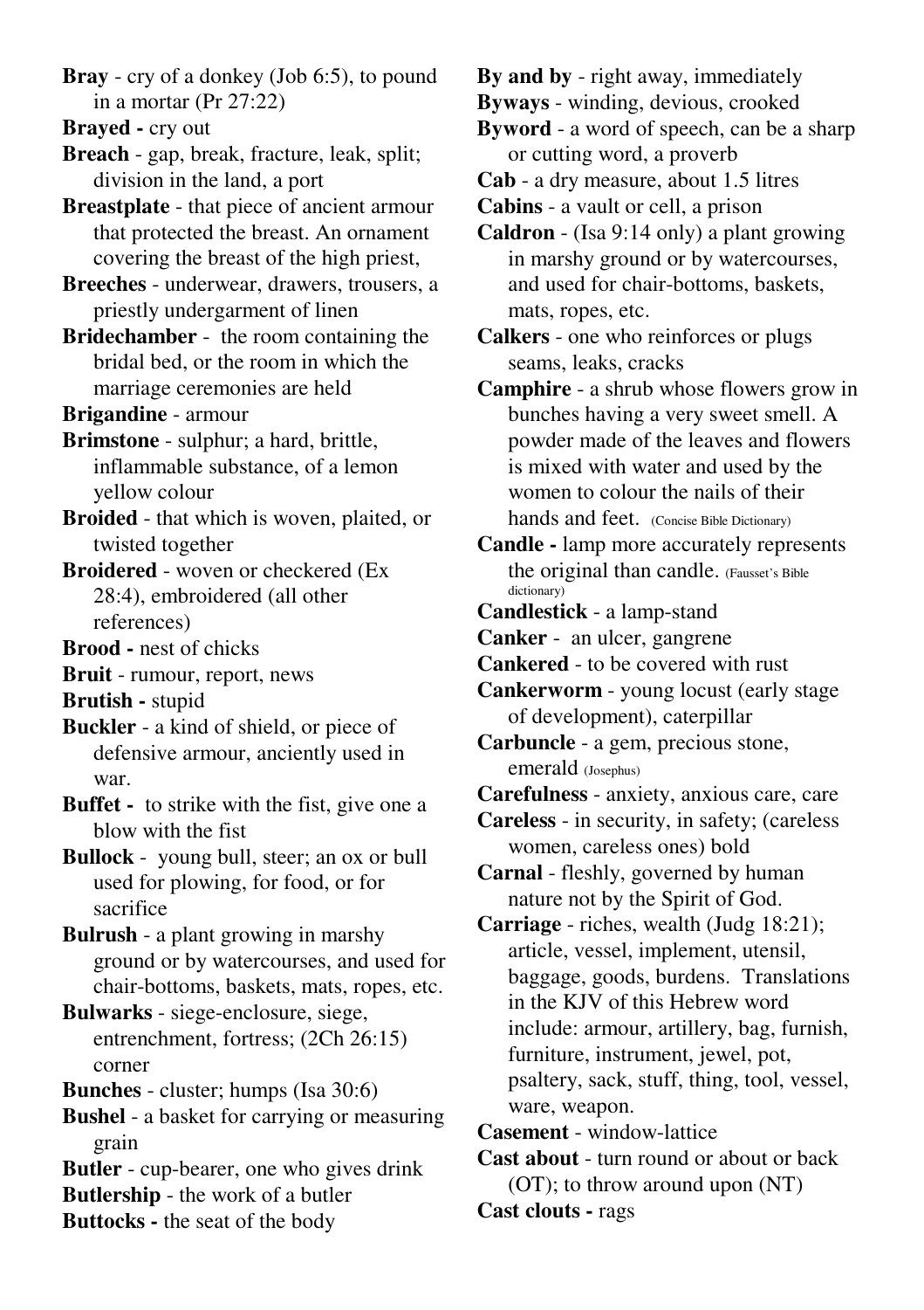**Bray** - cry of a donkey (Job 6:5), to pound in a mortar (Pr 27:22)

**Brayed -** cry out

**Breach** - gap, break, fracture, leak, split; division in the land, a port

**Breastplate** - that piece of ancient armour that protected the breast. An ornament covering the breast of the high priest,

**Breeches** - underwear, drawers, trousers, a priestly undergarment of linen

**Bridechamber** - the room containing the bridal bed, or the room in which the marriage ceremonies are held

**Brigandine** - armour

**Brimstone** - sulphur; a hard, brittle, inflammable substance, of a lemon yellow colour

**Broided** - that which is woven, plaited, or twisted together

**Broidered** - woven or checkered (Ex 28:4), embroidered (all other references)

**Brood -** nest of chicks

**Bruit** - rumour, report, news

**Brutish -** stupid

**Buckler** - a kind of shield, or piece of defensive armour, anciently used in war.

**Buffet -** to strike with the fist, give one a blow with the fist

**Bullock** - young bull, steer; an ox or bull used for plowing, for food, or for sacrifice

**Bulrush** - a plant growing in marshy ground or by watercourses, and used for chair-bottoms, baskets, mats, ropes, etc.

**Bulwarks** - siege-enclosure, siege, entrenchment, fortress; (2Ch 26:15) corner

**Bunches** - cluster; humps (Isa 30:6)

**Bushel** - a basket for carrying or measuring grain

**Butler** - cup-bearer, one who gives drink

**Butlership** - the work of a butler

**Buttocks -** the seat of the body

**By and by** - right away, immediately

**Byways** - winding, devious, crooked

**Byword** - a word of speech, can be a sharp or cutting word, a proverb

**Cab** - a dry measure, about 1.5 litres

**Cabins** - a vault or cell, a prison

**Caldron** - (Isa 9:14 only) a plant growing in marshy ground or by watercourses, and used for chair-bottoms, baskets, mats, ropes, etc.

**Calkers** - one who reinforces or plugs seams, leaks, cracks

**Camphire** - a shrub whose flowers grow in bunches having a very sweet smell. A powder made of the leaves and flowers is mixed with water and used by the women to colour the nails of their hands and feet. (Concise Bible Dictionary)

**Candle -** lamp more accurately represents the original than candle. (Fausset's Bible dictionary)

**Candlestick** - a lamp-stand

**Canker** - an ulcer, gangrene

**Cankered** - to be covered with rust

**Cankerworm** - young locust (early stage of development), caterpillar

**Carbuncle** - a gem, precious stone, emerald (Josephus)

**Carefulness** - anxiety, anxious care, care

**Careless** - in security, in safety; (careless women, careless ones) bold

**Carnal** - fleshly, governed by human nature not by the Spirit of God.

**Carriage** - riches, wealth (Judg 18:21); article, vessel, implement, utensil, baggage, goods, burdens. Translations in the KJV of this Hebrew word include: armour, artillery, bag, furnish, furniture, instrument, jewel, pot, psaltery, sack, stuff, thing, tool, vessel, ware, weapon.

**Casement** - window-lattice

**Cast about** - turn round or about or back (OT); to throw around upon (NT)

**Cast clouts -** rags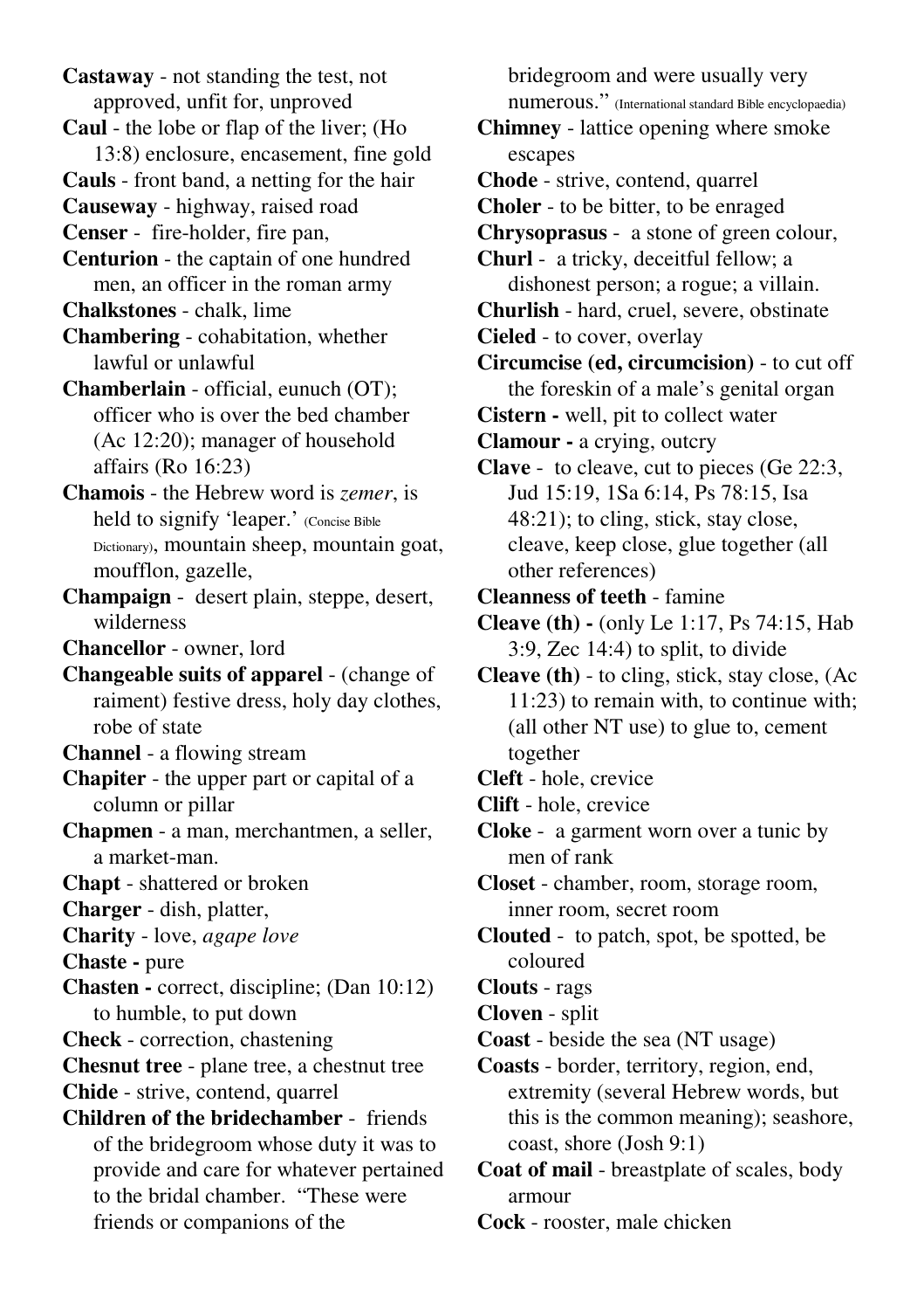**Castaway** - not standing the test, not approved, unfit for, unproved

**Caul** - the lobe or flap of the liver; (Ho 13:8) enclosure, encasement, fine gold

**Cauls** - front band, a netting for the hair

**Causeway** - highway, raised road

**Censer** - fire-holder, fire pan,

**Centurion** - the captain of one hundred men, an officer in the roman army

**Chalkstones** - chalk, lime

**Chambering** - cohabitation, whether lawful or unlawful

**Chamberlain** - official, eunuch (OT); officer who is over the bed chamber (Ac 12:20); manager of household affairs (Ro 16:23)

**Chamois** - the Hebrew word is *zemer*, is held to signify 'leaper.' (Concise Bible Dictionary), mountain sheep, mountain goat, moufflon, gazelle,

**Champaign** - desert plain, steppe, desert, wilderness

**Chancellor** - owner, lord

**Changeable suits of apparel** - (change of raiment) festive dress, holy day clothes, robe of state

**Channel** - a flowing stream

**Chapiter** - the upper part or capital of a column or pillar

**Chapmen** - a man, merchantmen, a seller, a market-man.

**Chapt** - shattered or broken

**Charger** - dish, platter,

**Charity** - love, *agape love*

**Chaste -** pure

**Chasten -** correct, discipline; (Dan 10:12) to humble, to put down

**Check** - correction, chastening

**Chesnut tree** - plane tree, a chestnut tree

**Chide** - strive, contend, quarrel

**Children of the bridechamber** - friends of the bridegroom whose duty it was to provide and care for whatever pertained to the bridal chamber. "These were friends or companions of the bridegroom and were usually very numerous." (International standard Bible encyclopaedia)

**Chimney** - lattice opening where smoke escapes

**Chode** - strive, contend, quarrel

**Choler** - to be bitter, to be enraged

**Chrysoprasus** - a stone of green colour,

**Churl** - a tricky, deceitful fellow; a dishonest person; a rogue; a villain.

**Churlish** - hard, cruel, severe, obstinate

**Cieled** - to cover, overlay

**Circumcise (ed, circumcision)** - to cut off the foreskin of a male's genital organ

**Cistern -** well, pit to collect water

**Clamour -** a crying, outcry

**Clave** - to cleave, cut to pieces (Ge 22:3, Jud 15:19, 1Sa 6:14, Ps 78:15, Isa 48:21); to cling, stick, stay close, cleave, keep close, glue together (all other references)

**Cleanness of teeth** - famine

**Cleave (th) -** (only Le 1:17, Ps 74:15, Hab 3:9, Zec 14:4) to split, to divide

**Cleave (th)** - to cling, stick, stay close, (Ac 11:23) to remain with, to continue with; (all other NT use) to glue to, cement together

**Cleft** - hole, crevice

**Clift** - hole, crevice

**Cloke** - a garment worn over a tunic by men of rank

**Closet** - chamber, room, storage room, inner room, secret room

**Clouted** - to patch, spot, be spotted, be coloured

**Clouts** - rags

**Cloven** - split

**Coast** - beside the sea (NT usage)

**Coasts** - border, territory, region, end, extremity (several Hebrew words, but this is the common meaning); seashore, coast, shore (Josh 9:1)

**Coat of mail** - breastplate of scales, body armour

**Cock** - rooster, male chicken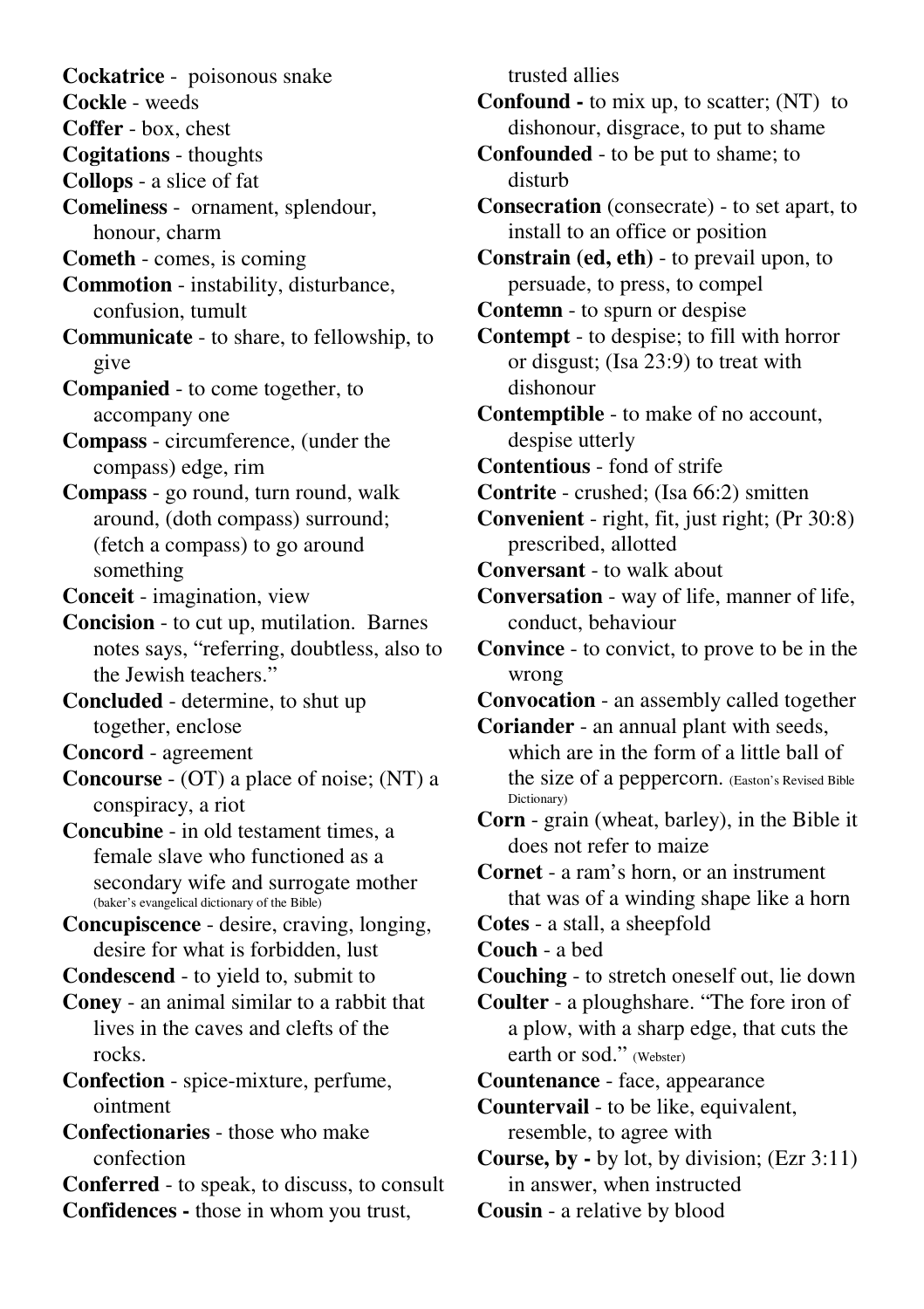**Cockatrice** - poisonous snake

**Cockle** - weeds

**Coffer** - box, chest

**Cogitations** - thoughts

**Collops** - a slice of fat

**Comeliness** - ornament, splendour, honour, charm

**Cometh** - comes, is coming

**Commotion** - instability, disturbance, confusion, tumult

**Communicate** - to share, to fellowship, to give

**Companied** - to come together, to accompany one

**Compass** - circumference, (under the compass) edge, rim

**Compass** - go round, turn round, walk around, (doth compass) surround; (fetch a compass) to go around something

**Conceit** - imagination, view

**Concision** - to cut up, mutilation. Barnes notes says, "referring, doubtless, also to the Jewish teachers."

**Concluded** - determine, to shut up together, enclose

**Concord** - agreement

**Concourse** - (OT) a place of noise; (NT) a conspiracy, a riot

**Concubine** - in old testament times, a female slave who functioned as a secondary wife and surrogate mother (baker's evangelical dictionary of the Bible)

**Concupiscence** - desire, craving, longing, desire for what is forbidden, lust

**Condescend** - to yield to, submit to

**Coney** - an animal similar to a rabbit that lives in the caves and clefts of the rocks.

**Confection** - spice-mixture, perfume, ointment

**Confectionaries** - those who make confection

**Conferred** - to speak, to discuss, to consult

**Confidences -** those in whom you trust, trusted allies

**Confound -** to mix up, to scatter; (NT) to dishonour, disgrace, to put to shame

**Confounded** - to be put to shame; to disturb

**Consecration** (consecrate) - to set apart, to install to an office or position

**Constrain (ed, eth)** - to prevail upon, to persuade, to press, to compel

**Contemn** - to spurn or despise

**Contempt** - to despise; to fill with horror or disgust; (Isa 23:9) to treat with dishonour

**Contemptible** - to make of no account, despise utterly

**Contentious** - fond of strife

**Contrite** - crushed; (Isa 66:2) smitten

**Convenient** - right, fit, just right; (Pr 30:8) prescribed, allotted

**Conversant** - to walk about

**Conversation** - way of life, manner of life, conduct, behaviour

**Convince** - to convict, to prove to be in the wrong

**Convocation** - an assembly called together

**Coriander** - an annual plant with seeds, which are in the form of a little ball of the size of a peppercorn. (Easton's Revised Bible Dictionary)

**Corn** - grain (wheat, barley), in the Bible it does not refer to maize

**Cornet** - a ram's horn, or an instrument that was of a winding shape like a horn

**Cotes** - a stall, a sheepfold

**Couch** - a bed

**Couching** - to stretch oneself out, lie down

**Coulter** - a ploughshare. "The fore iron of a plow, with a sharp edge, that cuts the earth or sod." (Webster)

**Countenance** - face, appearance

**Countervail** - to be like, equivalent, resemble, to agree with

**Course, by -** by lot, by division; (Ezr 3:11) in answer, when instructed

**Cousin** - a relative by blood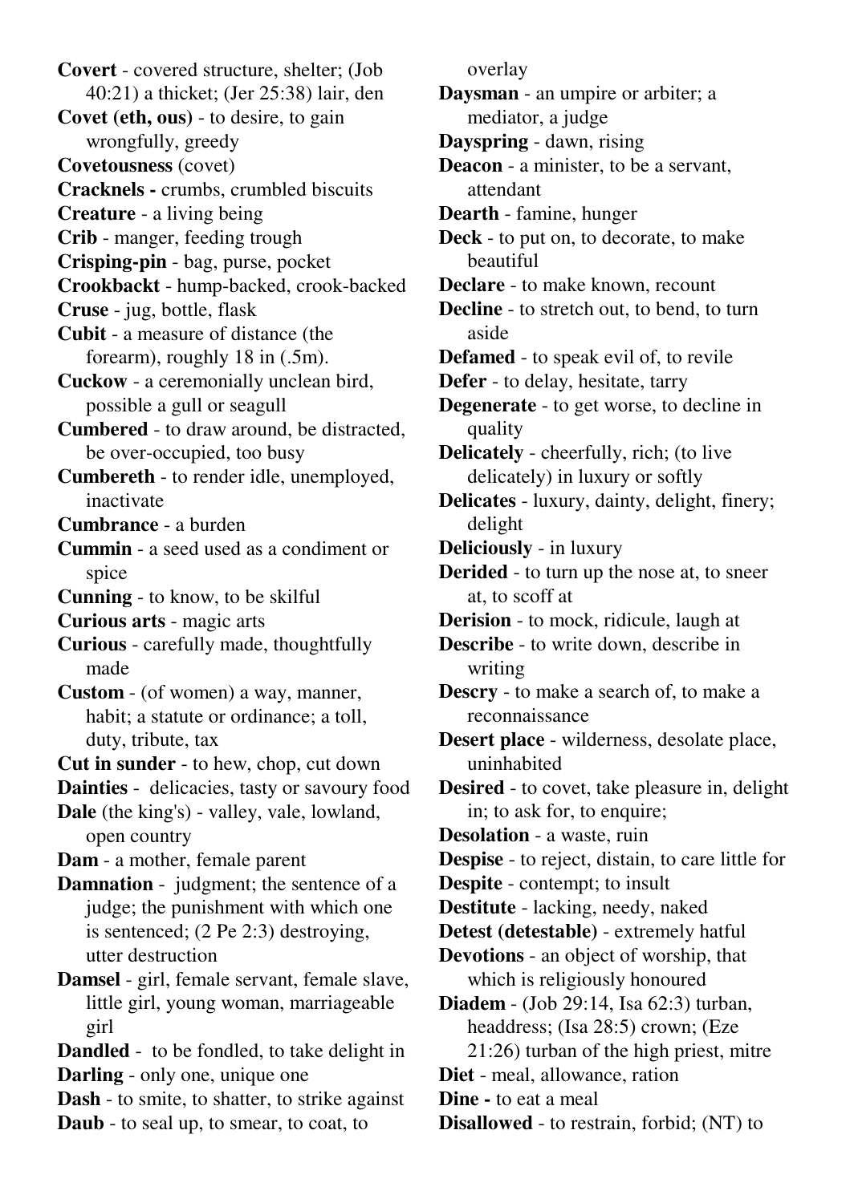**Covert** - covered structure, shelter; (Job 40:21) a thicket; (Jer 25:38) lair, den

**Covet (eth, ous)** - to desire, to gain wrongfully, greedy

**Covetousness** (covet)

**Cracknels -** crumbs, crumbled biscuits

**Creature** - a living being

**Crib** - manger, feeding trough

**Crisping-pin** - bag, purse, pocket

**Crookbackt** - hump-backed, crook-backed

**Cruse** - jug, bottle, flask

**Cubit** - a measure of distance (the forearm), roughly 18 in (.5m).

**Cuckow** - a ceremonially unclean bird, possible a gull or seagull

**Cumbered** - to draw around, be distracted, be over-occupied, too busy

**Cumbereth** - to render idle, unemployed, inactivate

**Cumbrance** - a burden

**Cummin** - a seed used as a condiment or spice

**Cunning** - to know, to be skilful

**Curious arts** - magic arts

**Curious** - carefully made, thoughtfully made

**Custom** - (of women) a way, manner, habit; a statute or ordinance; a toll, duty, tribute, tax

**Cut in sunder** - to hew, chop, cut down

**Dainties** - delicacies, tasty or savoury food

**Dale** (the king's) - valley, vale, lowland, open country

**Dam** - a mother, female parent

**Damnation** - judgment; the sentence of a judge; the punishment with which one is sentenced; (2 Pe 2:3) destroying, utter destruction

**Damsel** - girl, female servant, female slave, little girl, young woman, marriageable girl

**Dandled** - to be fondled, to take delight in

**Darling** - only one, unique one

**Dash** - to smite, to shatter, to strike against

**Daub** - to seal up, to smear, to coat, to overlay

**Daysman** - an umpire or arbiter; a mediator, a judge

**Dayspring** - dawn, rising

**Deacon** - a minister, to be a servant, attendant

**Dearth** - famine, hunger

**Deck** - to put on, to decorate, to make beautiful

**Declare** - to make known, recount

**Decline** - to stretch out, to bend, to turn aside

**Defamed** - to speak evil of, to revile

**Defer** - to delay, hesitate, tarry

**Degenerate** - to get worse, to decline in quality

**Delicately** - cheerfully, rich; (to live delicately) in luxury or softly

**Delicates** - luxury, dainty, delight, finery; delight

**Deliciously** - in luxury

**Derided** - to turn up the nose at, to sneer at, to scoff at

**Derision** - to mock, ridicule, laugh at

**Describe** - to write down, describe in writing

**Descry** - to make a search of, to make a reconnaissance

**Desert place** - wilderness, desolate place, uninhabited

**Desired** - to covet, take pleasure in, delight in; to ask for, to enquire;

**Desolation** - a waste, ruin

**Despise** - to reject, distain, to care little for

**Despite** - contempt; to insult

**Destitute** - lacking, needy, naked

**Detest (detestable)** - extremely hatful

**Devotions** - an object of worship, that which is religiously honoured

**Diadem** - (Job 29:14, Isa 62:3) turban, headdress; (Isa 28:5) crown; (Eze 21:26) turban of the high priest, mitre

**Diet** - meal, allowance, ration

**Dine -** to eat a meal

**Disallowed** - to restrain, forbid; (NT) to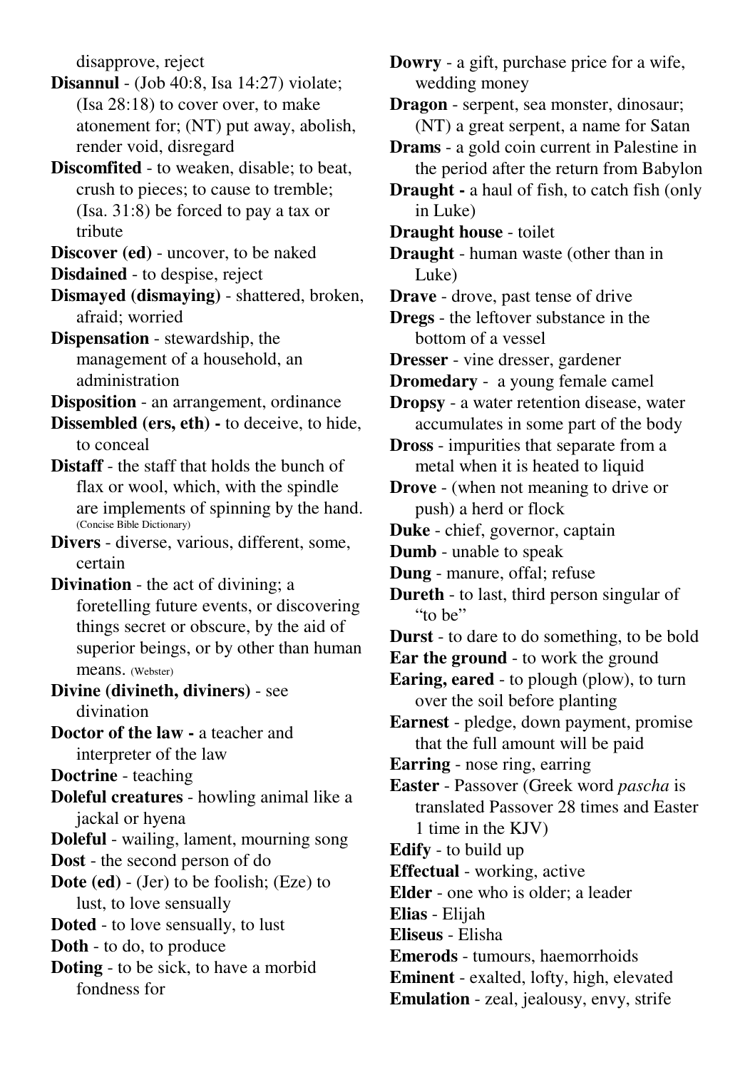disapprove, reject

**Disannul** - (Job 40:8, Isa 14:27) violate; (Isa 28:18) to cover over, to make atonement for; (NT) put away, abolish, render void, disregard

**Discomfited** - to weaken, disable; to beat, crush to pieces; to cause to tremble; (Isa. 31:8) be forced to pay a tax or tribute

**Discover (ed)** - uncover, to be naked

**Disdained** - to despise, reject

**Dismayed (dismaying)** - shattered, broken, afraid; worried

**Dispensation** - stewardship, the management of a household, an administration

**Disposition** - an arrangement, ordinance

**Dissembled (ers, eth) -** to deceive, to hide, to conceal

**Distaff** - the staff that holds the bunch of flax or wool, which, with the spindle are implements of spinning by the hand. (Concise Bible Dictionary)

**Divers** - diverse, various, different, some, certain

**Divination** - the act of divining; a foretelling future events, or discovering things secret or obscure, by the aid of superior beings, or by other than human means. (Webster)

**Divine (divineth, diviners)** - see divination

**Doctor of the law -** a teacher and interpreter of the law

**Doctrine** - teaching

**Doleful creatures** - howling animal like a jackal or hyena

**Doleful** - wailing, lament, mourning song

**Dost** - the second person of do

**Dote (ed)** - (Jer) to be foolish; (Eze) to lust, to love sensually

**Doted** - to love sensually, to lust

**Doth** - to do, to produce

**Doting** - to be sick, to have a morbid fondness for

**Dowry** - a gift, purchase price for a wife, wedding money

**Dragon** - serpent, sea monster, dinosaur; (NT) a great serpent, a name for Satan

**Drams** - a gold coin current in Palestine in the period after the return from Babylon

**Draught -** a haul of fish, to catch fish (only in Luke)

**Draught house** - toilet

**Draught** - human waste (other than in Luke)

**Drave** - drove, past tense of drive

**Dregs** - the leftover substance in the bottom of a vessel

**Dresser** - vine dresser, gardener

**Dromedary** - a young female camel

**Dropsy** - a water retention disease, water accumulates in some part of the body

**Dross** - impurities that separate from a metal when it is heated to liquid

**Drove** - (when not meaning to drive or push) a herd or flock

**Duke** - chief, governor, captain

**Dumb** - unable to speak

**Dung** - manure, offal; refuse

**Dureth** - to last, third person singular of "to be"

**Durst** - to dare to do something, to be bold

**Ear the ground** - to work the ground

**Earing, eared** - to plough (plow), to turn over the soil before planting

**Earnest** - pledge, down payment, promise that the full amount will be paid

**Earring** - nose ring, earring

**Easter** - Passover (Greek word *pascha* is translated Passover 28 times and Easter 1 time in the KJV)

**Edify** - to build up

**Effectual** - working, active

**Elder** - one who is older; a leader

**Elias** - Elijah

**Eliseus** - Elisha

**Emerods** - tumours, haemorrhoids

**Eminent** - exalted, lofty, high, elevated

**Emulation** - zeal, jealousy, envy, strife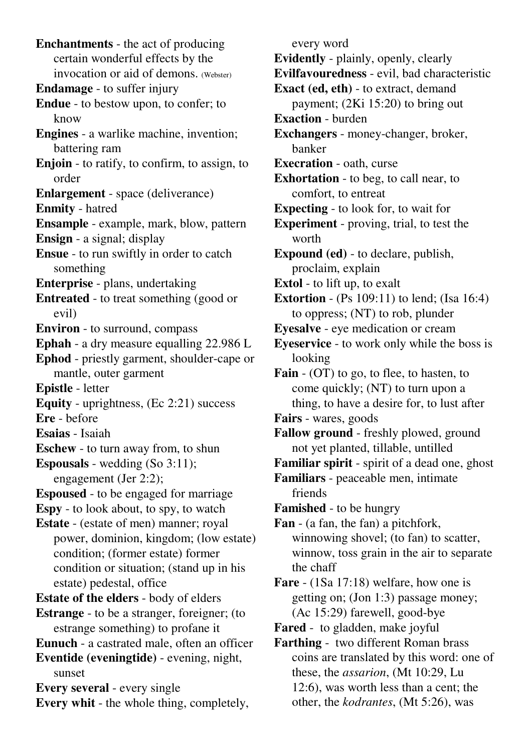**Enchantments** - the act of producing certain wonderful effects by the invocation or aid of demons. (Webster)

**Endamage** - to suffer injury

**Endue** - to bestow upon, to confer; to know

**Engines** - a warlike machine, invention; battering ram

**Enjoin** - to ratify, to confirm, to assign, to order

**Enlargement** - space (deliverance)

**Enmity** - hatred

**Ensample** - example, mark, blow, pattern

**Ensign** - a signal; display

**Ensue** - to run swiftly in order to catch something

**Enterprise** - plans, undertaking

**Entreated** - to treat something (good or evil)

**Environ** - to surround, compass

**Ephah** - a dry measure equalling 22.986 L

**Ephod** - priestly garment, shoulder-cape or mantle, outer garment

**Epistle** - letter

**Equity** - uprightness, (Ec 2:21) success

**Ere** - before

**Esaias** - Isaiah

**Eschew** - to turn away from, to shun

**Espousals** - wedding (So 3:11); engagement (Jer 2:2);

**Espoused** - to be engaged for marriage

**Espy** - to look about, to spy, to watch

**Estate** - (estate of men) manner; royal power, dominion, kingdom; (low estate) condition; (former estate) former condition or situation; (stand up in his estate) pedestal, office

**Estate of the elders** - body of elders

**Estrange** - to be a stranger, foreigner; (to estrange something) to profane it

**Eunuch** - a castrated male, often an officer

**Eventide (eveningtide)** - evening, night, sunset

**Every several** - every single

**Every whit** - the whole thing, completely, every word

**Evidently** - plainly, openly, clearly

**Evilfavouredness** - evil, bad characteristic

**Exact (ed, eth)** - to extract, demand payment; (2Ki 15:20) to bring out

**Exaction** - burden

**Exchangers** - money-changer, broker, banker

**Execration** - oath, curse

**Exhortation** - to beg, to call near, to comfort, to entreat

**Expecting** - to look for, to wait for

**Experiment** - proving, trial, to test the worth

**Expound (ed)** - to declare, publish, proclaim, explain

**Extol** - to lift up, to exalt

**Extortion** - (Ps 109:11) to lend; (Isa 16:4) to oppress; (NT) to rob, plunder

**Eyesalve** - eye medication or cream

**Eyeservice** - to work only while the boss is looking

**Fain** - (OT) to go, to flee, to hasten, to come quickly; (NT) to turn upon a thing, to have a desire for, to lust after

**Fairs** - wares, goods

**Fallow ground** - freshly plowed, ground not yet planted, tillable, untilled

**Familiar spirit** - spirit of a dead one, ghost

**Familiars** - peaceable men, intimate friends

**Famished** - to be hungry

**Fan** - (a fan, the fan) a pitchfork, winnowing shovel; (to fan) to scatter, winnow, toss grain in the air to separate the chaff

**Fare** - (1Sa 17:18) welfare, how one is getting on; (Jon 1:3) passage money; (Ac 15:29) farewell, good-bye

**Fared** - to gladden, make joyful

**Farthing** - two different Roman brass coins are translated by this word: one of these, the *assarion*, (Mt 10:29, Lu 12:6), was worth less than a cent; the other, the *kodrantes*, (Mt 5:26), was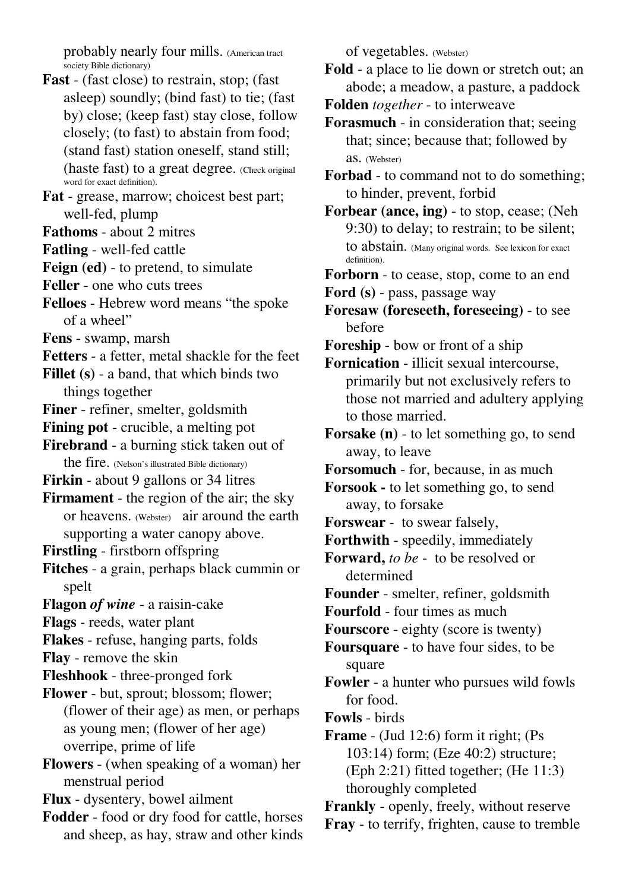probably nearly four mills. (American tract society Bible dictionary)

**Fast** - (fast close) to restrain, stop; (fast asleep) soundly; (bind fast) to tie; (fast by) close; (keep fast) stay close, follow closely; (to fast) to abstain from food; (stand fast) station oneself, stand still; (haste fast) to a great degree. (Check original word for exact definition).

**Fat** - grease, marrow; choicest best part; well-fed, plump

**Fathoms** - about 2 mitres

**Fatling** - well-fed cattle

**Feign (ed)** - to pretend, to simulate

**Feller** - one who cuts trees

**Felloes** - Hebrew word means "the spoke of a wheel"

**Fens** - swamp, marsh

**Fetters** - a fetter, metal shackle for the feet

**Fillet (s)** - a band, that which binds two things together

**Finer** - refiner, smelter, goldsmith

**Fining pot** - crucible, a melting pot

**Firebrand** - a burning stick taken out of the fire. (Nelson's illustrated Bible dictionary)

**Firkin** - about 9 gallons or 34 litres

**Firmament** - the region of the air; the sky or heavens. (Webster) air around the earth supporting a water canopy above.

**Firstling** - firstborn offspring

**Fitches** - a grain, perhaps black cummin or spelt

**Flagon *of wine*** - a raisin-cake

**Flags** - reeds, water plant

**Flakes** - refuse, hanging parts, folds

**Flay** - remove the skin

**Fleshhook** - three-pronged fork

**Flower** - but, sprout; blossom; flower; (flower of their age) as men, or perhaps as young men; (flower of her age) overripe, prime of life

**Flowers** - (when speaking of a woman) her menstrual period

**Flux** - dysentery, bowel ailment

**Fodder** - food or dry food for cattle, horses and sheep, as hay, straw and other kinds of vegetables. (Webster)

**Fold** - a place to lie down or stretch out; an abode; a meadow, a pasture, a paddock

**Folden** *together* - to interweave

**Forasmuch** - in consideration that; seeing that; since; because that; followed by as. (Webster)

**Forbad** - to command not to do something; to hinder, prevent, forbid

**Forbear (ance, ing)** - to stop, cease; (Neh 9:30) to delay; to restrain; to be silent; to abstain. (Many original words. See lexicon for exact definition).

**Forborn** - to cease, stop, come to an end

**Ford (s)** - pass, passage way

**Foresaw (foreseeth, foreseeing)** - to see before

**Foreship** - bow or front of a ship

**Fornication** - illicit sexual intercourse, primarily but not exclusively refers to those not married and adultery applying to those married.

**Forsake (n)** - to let something go, to send away, to leave

**Forsomuch** - for, because, in as much

**Forsook -** to let something go, to send away, to forsake

**Forswear** - to swear falsely,

**Forthwith** - speedily, immediately

**Forward,** *to be* - to be resolved or determined

**Founder** - smelter, refiner, goldsmith

**Fourfold** - four times as much

**Fourscore** - eighty (score is twenty)

**Foursquare** - to have four sides, to be square

**Fowler** - a hunter who pursues wild fowls for food.

**Fowls** - birds

**Frame** - (Jud 12:6) form it right; (Ps 103:14) form; (Eze 40:2) structure; (Eph 2:21) fitted together; (He 11:3) thoroughly completed

**Frankly** - openly, freely, without reserve

**Fray** - to terrify, frighten, cause to tremble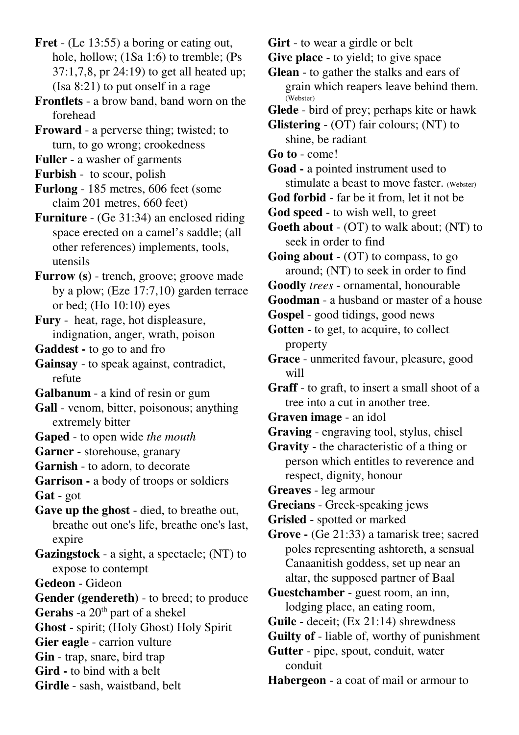**Fret** - (Le 13:55) a boring or eating out, hole, hollow; (1Sa 1:6) to tremble; (Ps 37:1,7,8, pr 24:19) to get all heated up; (Isa 8:21) to put onself in a rage

**Frontlets** - a brow band, band worn on the forehead

**Froward** - a perverse thing; twisted; to turn, to go wrong; crookedness

**Fuller** - a washer of garments

**Furbish** - to scour, polish

**Furlong** - 185 metres, 606 feet (some claim 201 metres, 660 feet)

**Furniture** - (Ge 31:34) an enclosed riding space erected on a camel's saddle; (all other references) implements, tools, utensils

**Furrow (s)** - trench, groove; groove made by a plow; (Eze 17:7,10) garden terrace or bed; (Ho 10:10) eyes

**Fury** - heat, rage, hot displeasure, indignation, anger, wrath, poison

**Gaddest -** to go to and fro

**Gainsay** - to speak against, contradict, refute

**Galbanum** - a kind of resin or gum

**Gall** - venom, bitter, poisonous; anything extremely bitter

**Gaped** - to open wide *the mouth*

**Garner** - storehouse, granary

**Garnish** - to adorn, to decorate

**Garrison -** a body of troops or soldiers

**Gat** - got

**Gave up the ghost** - died, to breathe out, breathe out one's life, breathe one's last, expire

**Gazingstock** - a sight, a spectacle; (NT) to expose to contempt

**Gedeon** - Gideon

**Gender (gendereth)** - to breed; to produce

**Gerahs** -a 20th part of a shekel

**Ghost** - spirit; (Holy Ghost) Holy Spirit

**Gier eagle** - carrion vulture

**Gin** - trap, snare, bird trap

**Gird -** to bind with a belt

**Girdle** - sash, waistband, belt

**Girt** - to wear a girdle or belt

**Give place** - to yield; to give space

**Glean** - to gather the stalks and ears of grain which reapers leave behind them. (Webster)

**Glede** - bird of prey; perhaps kite or hawk

**Glistering** - (OT) fair colours; (NT) to shine, be radiant

**Go to** - come!

**Goad -** a pointed instrument used to stimulate a beast to move faster. (Webster)

**God forbid** - far be it from, let it not be

**God speed** - to wish well, to greet

**Goeth about** - (OT) to walk about; (NT) to seek in order to find

**Going about** - (OT) to compass, to go around; (NT) to seek in order to find

**Goodly** *trees* - ornamental, honourable

**Goodman** - a husband or master of a house

**Gospel** - good tidings, good news

**Gotten** - to get, to acquire, to collect property

**Grace** - unmerited favour, pleasure, good will

**Graff** - to graft, to insert a small shoot of a tree into a cut in another tree.

**Graven image** - an idol

**Graving** - engraving tool, stylus, chisel

**Gravity** - the characteristic of a thing or person which entitles to reverence and respect, dignity, honour

**Greaves** - leg armour

**Grecians** - Greek-speaking jews

**Grisled** - spotted or marked

**Grove -** (Ge 21:33) a tamarisk tree; sacred poles representing ashtoreth, a sensual Canaanitish goddess, set up near an altar, the supposed partner of Baal

**Guestchamber** - guest room, an inn, lodging place, an eating room,

**Guile** - deceit; (Ex 21:14) shrewdness

**Guilty of** - liable of, worthy of punishment

**Gutter** - pipe, spout, conduit, water conduit

**Habergeon** - a coat of mail or armour to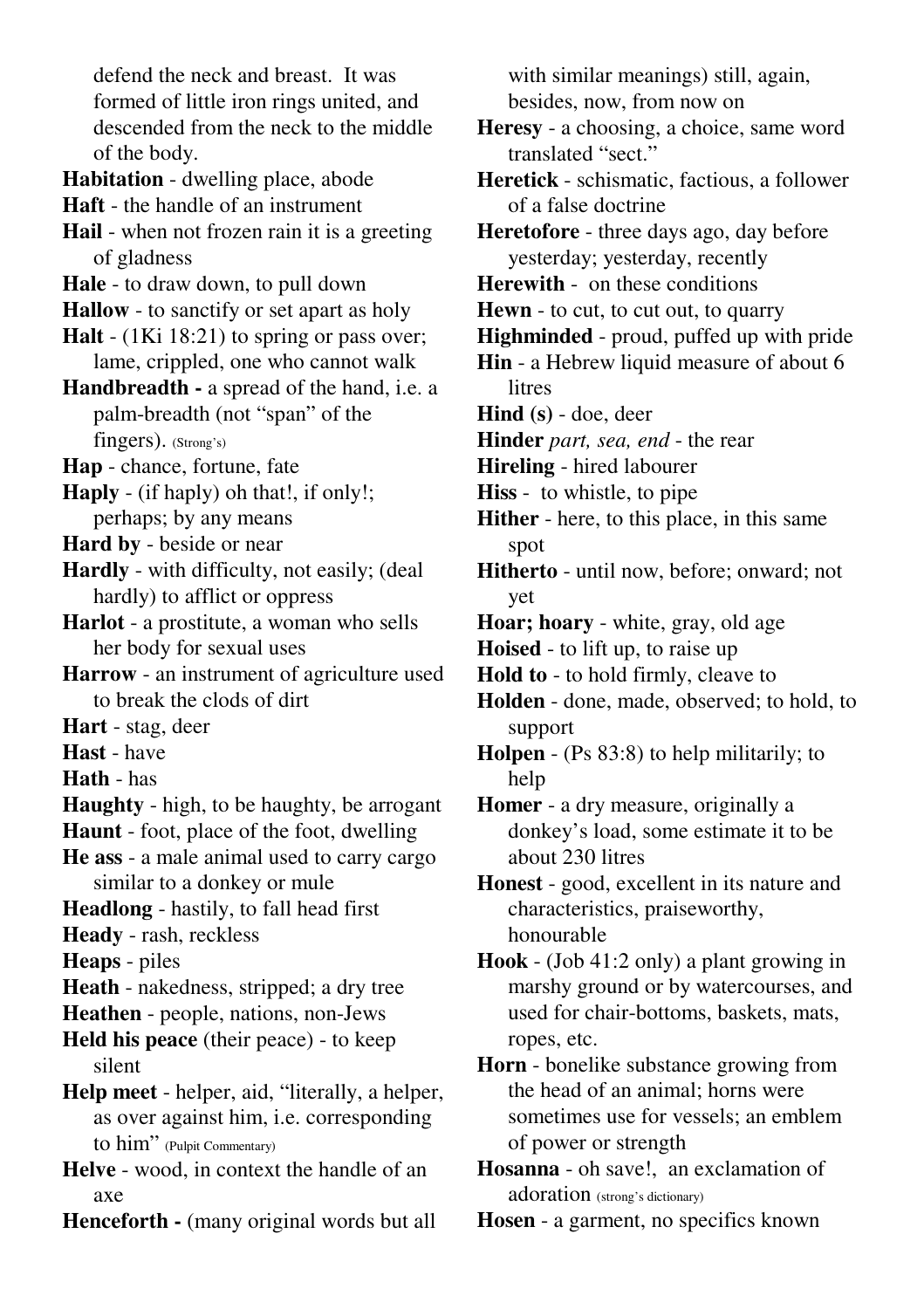defend the neck and breast. It was formed of little iron rings united, and descended from the neck to the middle of the body.

**Habitation** - dwelling place, abode

**Haft** - the handle of an instrument

**Hail** - when not frozen rain it is a greeting of gladness

**Hale** - to draw down, to pull down

**Hallow** - to sanctify or set apart as holy

**Halt** - (1Ki 18:21) to spring or pass over; lame, crippled, one who cannot walk

**Handbreadth -** a spread of the hand, i.e. a palm-breadth (not "span" of the fingers). (Strong's)

**Hap** - chance, fortune, fate

**Haply** - (if haply) oh that!, if only!; perhaps; by any means

**Hard by** - beside or near

**Hardly** - with difficulty, not easily; (deal hardly) to afflict or oppress

**Harlot** - a prostitute, a woman who sells her body for sexual uses

**Harrow** - an instrument of agriculture used to break the clods of dirt

**Hart** - stag, deer

**Hast** - have

**Hath** - has

**Haughty** - high, to be haughty, be arrogant

**Haunt** - foot, place of the foot, dwelling

**He ass** - a male animal used to carry cargo similar to a donkey or mule

**Headlong** - hastily, to fall head first

**Heady** - rash, reckless

**Heaps** - piles

**Heath** - nakedness, stripped; a dry tree

**Heathen** - people, nations, non-Jews

**Held his peace** (their peace) - to keep silent

**Help meet** - helper, aid, "literally, a helper, as over against him, i.e. corresponding to him" (Pulpit Commentary)

**Helve** - wood, in context the handle of an axe

**Henceforth -** (many original words but all with similar meanings) still, again, besides, now, from now on

**Heresy** - a choosing, a choice, same word translated "sect."

**Heretick** - schismatic, factious, a follower of a false doctrine

**Heretofore** - three days ago, day before yesterday; yesterday, recently

**Herewith** - on these conditions

**Hewn** - to cut, to cut out, to quarry

**Highminded** - proud, puffed up with pride

**Hin** - a Hebrew liquid measure of about 6 litres

**Hind (s)** - doe, deer

**Hinder** *part, sea, end* - the rear

**Hireling** - hired labourer

**Hiss** - to whistle, to pipe

**Hither** - here, to this place, in this same spot

**Hitherto** - until now, before; onward; not yet

**Hoar; hoary** - white, gray, old age

**Hoised** - to lift up, to raise up

**Hold to** - to hold firmly, cleave to

**Holden** - done, made, observed; to hold, to support

**Holpen** - (Ps 83:8) to help militarily; to help

**Homer** - a dry measure, originally a donkey's load, some estimate it to be about 230 litres

**Honest** - good, excellent in its nature and characteristics, praiseworthy, honourable

**Hook** - (Job 41:2 only) a plant growing in marshy ground or by watercourses, and used for chair-bottoms, baskets, mats, ropes, etc.

**Horn** - bonelike substance growing from the head of an animal; horns were sometimes use for vessels; an emblem of power or strength

**Hosanna** - oh save!, an exclamation of adoration (strong's dictionary)

**Hosen** - a garment, no specifics known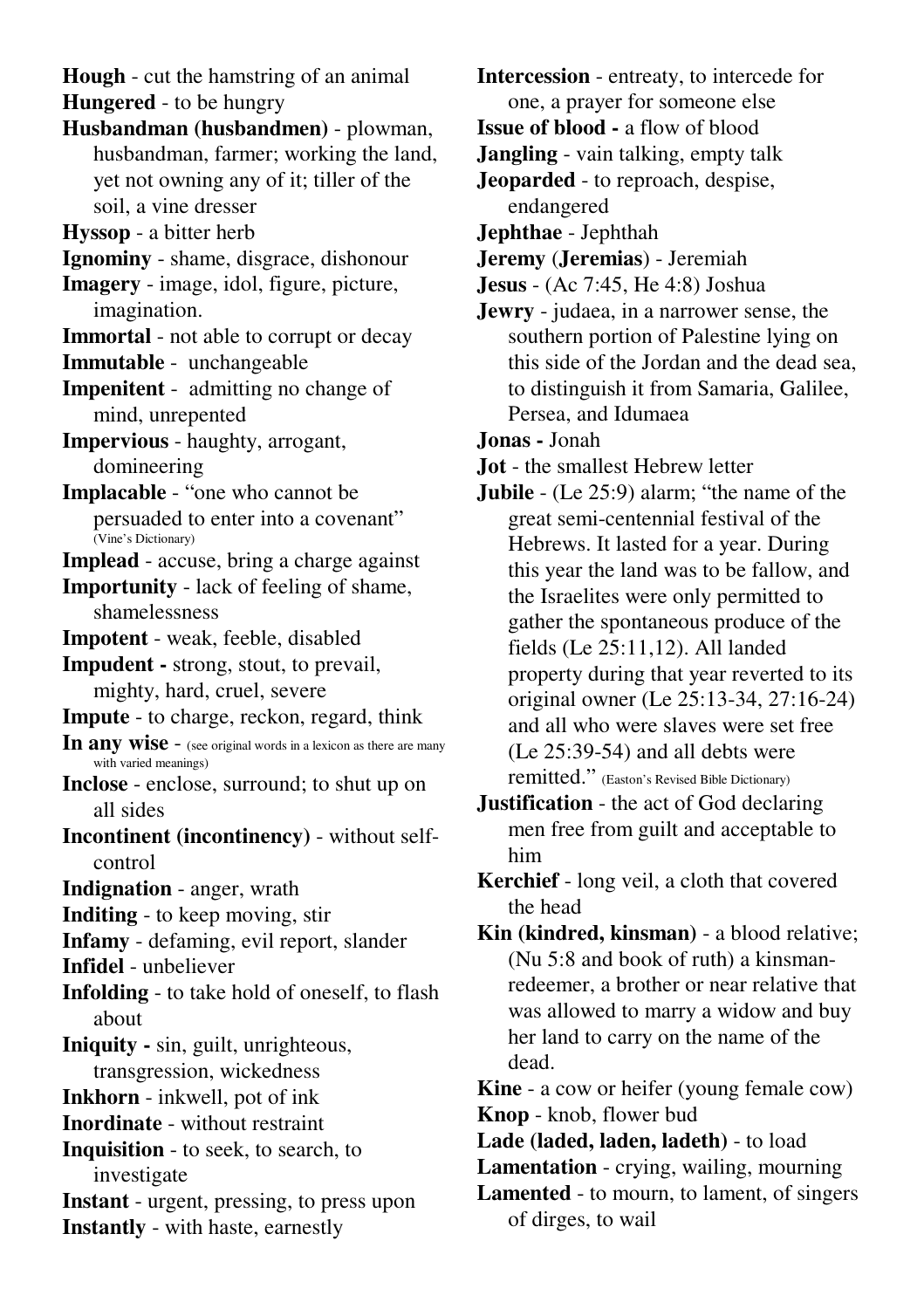**Hough** - cut the hamstring of an animal

**Hungered** - to be hungry

**Husbandman (husbandmen)** - plowman, husbandman, farmer; working the land, yet not owning any of it; tiller of the soil, a vine dresser

**Hyssop** - a bitter herb

**Ignominy** - shame, disgrace, dishonour

**Imagery** - image, idol, figure, picture, imagination.

**Immortal** - not able to corrupt or decay

**Immutable** - unchangeable

**Impenitent** - admitting no change of mind, unrepented

**Impervious** - haughty, arrogant, domineering

**Implacable** - "one who cannot be persuaded to enter into a covenant" (Vine's Dictionary)

**Implead** - accuse, bring a charge against

**Importunity** - lack of feeling of shame, shamelessness

**Impotent** - weak, feeble, disabled

**Impudent -** strong, stout, to prevail, mighty, hard, cruel, severe

**Impute** - to charge, reckon, regard, think

**In any wise** - (see original words in a lexicon as there are many with varied meanings)

**Inclose** - enclose, surround; to shut up on all sides

**Incontinent (incontinency)** - without self-control

**Indignation** - anger, wrath

**Inditing** - to keep moving, stir

**Infamy** - defaming, evil report, slander

**Infidel** - unbeliever

**Infolding** - to take hold of oneself, to flash about

**Iniquity -** sin, guilt, unrighteous, transgression, wickedness

**Inkhorn** - inkwell, pot of ink

**Inordinate** - without restraint

**Inquisition** - to seek, to search, to investigate

**Instant** - urgent, pressing, to press upon

**Instantly** - with haste, earnestly

**Intercession** - entreaty, to intercede for one, a prayer for someone else

**Issue of blood -** a flow of blood

**Jangling** - vain talking, empty talk

**Jeoparded** - to reproach, despise, endangered

**Jephthae** - Jephthah

**Jeremy** (**Jeremias**) - Jeremiah

**Jesus** - (Ac 7:45, He 4:8) Joshua

**Jewry** - judaea, in a narrower sense, the southern portion of Palestine lying on this side of the Jordan and the dead sea, to distinguish it from Samaria, Galilee, Persea, and Idumaea

**Jonas -** Jonah

**Jot** - the smallest Hebrew letter

**Jubile** - (Le 25:9) alarm; "the name of the great semi-centennial festival of the Hebrews. It lasted for a year. During this year the land was to be fallow, and the Israelites were only permitted to gather the spontaneous produce of the fields (Le 25:11,12). All landed property during that year reverted to its original owner (Le 25:13-34, 27:16-24) and all who were slaves were set free (Le 25:39-54) and all debts were remitted." (Easton's Revised Bible Dictionary)

**Justification** - the act of God declaring men free from guilt and acceptable to him

**Kerchief** - long veil, a cloth that covered the head

**Kin (kindred, kinsman)** - a blood relative; (Nu 5:8 and book of ruth) a kinsman-redeemer, a brother or near relative that was allowed to marry a widow and buy her land to carry on the name of the dead.

**Kine** - a cow or heifer (young female cow)

**Knop** - knob, flower bud

**Lade (laded, laden, ladeth)** - to load

**Lamentation** - crying, wailing, mourning

**Lamented** - to mourn, to lament, of singers of dirges, to wail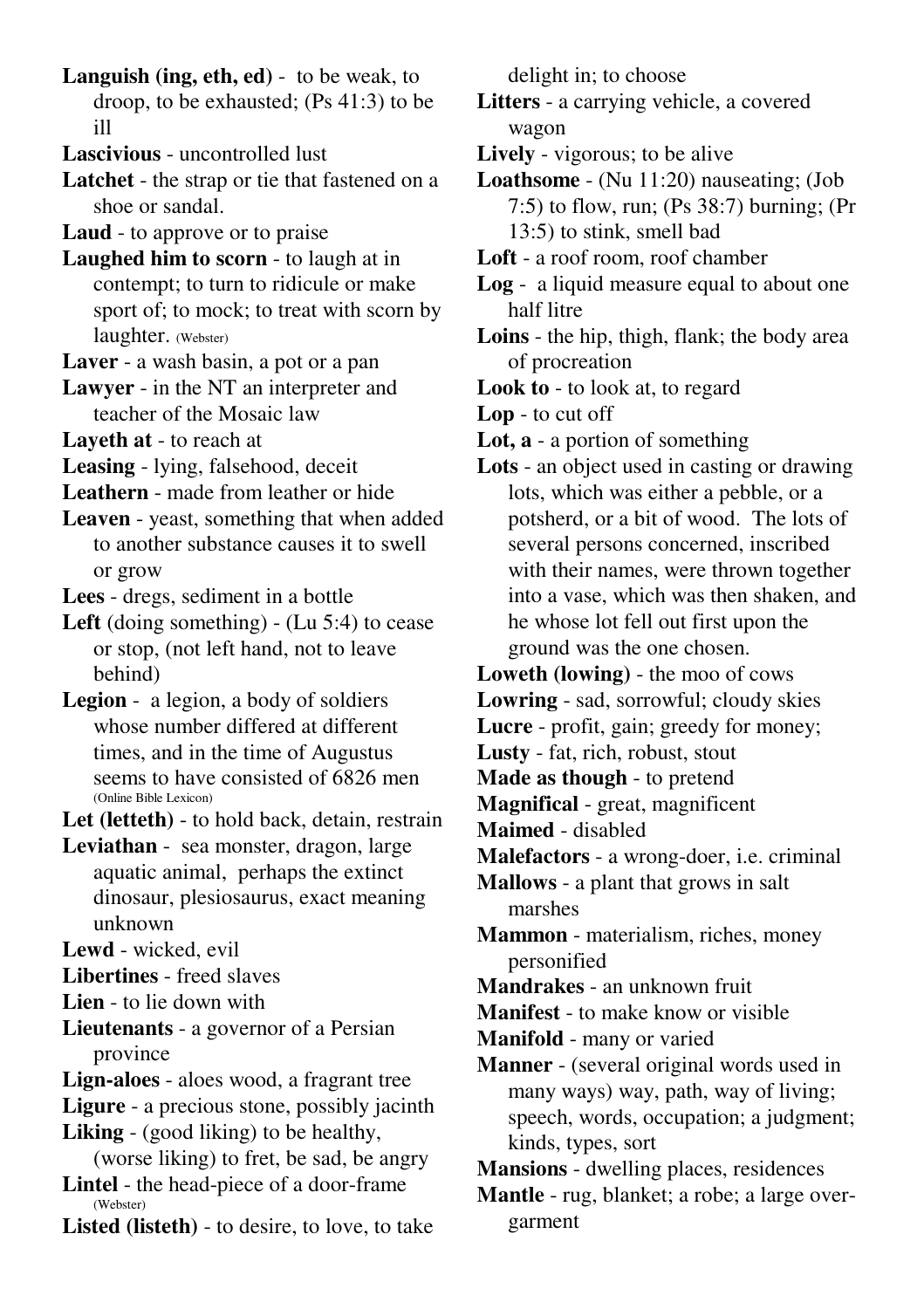**Languish (ing, eth, ed)** - to be weak, to droop, to be exhausted; (Ps 41:3) to be ill

**Lascivious** - uncontrolled lust

**Latchet** - the strap or tie that fastened on a shoe or sandal.

**Laud** - to approve or to praise

**Laughed him to scorn** - to laugh at in contempt; to turn to ridicule or make sport of; to mock; to treat with scorn by laughter. (Webster)

**Laver** - a wash basin, a pot or a pan

**Lawyer** - in the NT an interpreter and teacher of the Mosaic law

**Layeth at** - to reach at

**Leasing** - lying, falsehood, deceit

**Leathern** - made from leather or hide

**Leaven** - yeast, something that when added to another substance causes it to swell or grow

**Lees** - dregs, sediment in a bottle

**Left** (doing something) - (Lu 5:4) to cease or stop, (not left hand, not to leave behind)

**Legion** - a legion, a body of soldiers whose number differed at different times, and in the time of Augustus seems to have consisted of 6826 men (Online Bible Lexicon)

**Let (letteth)** - to hold back, detain, restrain

**Leviathan** - sea monster, dragon, large aquatic animal, perhaps the extinct dinosaur, plesiosaurus, exact meaning unknown

**Lewd** - wicked, evil

**Libertines** - freed slaves

**Lien** - to lie down with

**Lieutenants** - a governor of a Persian province

**Lign-aloes** - aloes wood, a fragrant tree

**Ligure** - a precious stone, possibly jacinth

**Liking** - (good liking) to be healthy, (worse liking) to fret, be sad, be angry

**Lintel** - the head-piece of a door-frame (Webster)

**Listed (listeth)** - to desire, to love, to take delight in; to choose

**Litters** - a carrying vehicle, a covered wagon

**Lively** - vigorous; to be alive

**Loathsome** - (Nu 11:20) nauseating; (Job 7:5) to flow, run; (Ps 38:7) burning; (Pr 13:5) to stink, smell bad

**Loft** - a roof room, roof chamber

**Log** - a liquid measure equal to about one half litre

**Loins** - the hip, thigh, flank; the body area of procreation

**Look to** - to look at, to regard

**Lop** - to cut off

**Lot, a** - a portion of something

**Lots** - an object used in casting or drawing lots, which was either a pebble, or a potsherd, or a bit of wood. The lots of several persons concerned, inscribed with their names, were thrown together into a vase, which was then shaken, and he whose lot fell out first upon the ground was the one chosen.

**Loweth (lowing)** - the moo of cows

**Lowring** - sad, sorrowful; cloudy skies

**Lucre** - profit, gain; greedy for money;

**Lusty** - fat, rich, robust, stout

**Made as though** - to pretend

**Magnifical** - great, magnificent

**Maimed** - disabled

**Malefactors** - a wrong-doer, i.e. criminal

**Mallows** - a plant that grows in salt marshes

**Mammon** - materialism, riches, money personified

**Mandrakes** - an unknown fruit

**Manifest** - to make know or visible

**Manifold** - many or varied

**Manner** - (several original words used in many ways) way, path, way of living; speech, words, occupation; a judgment; kinds, types, sort

**Mansions** - dwelling places, residences

**Mantle** - rug, blanket; a robe; a large over-garment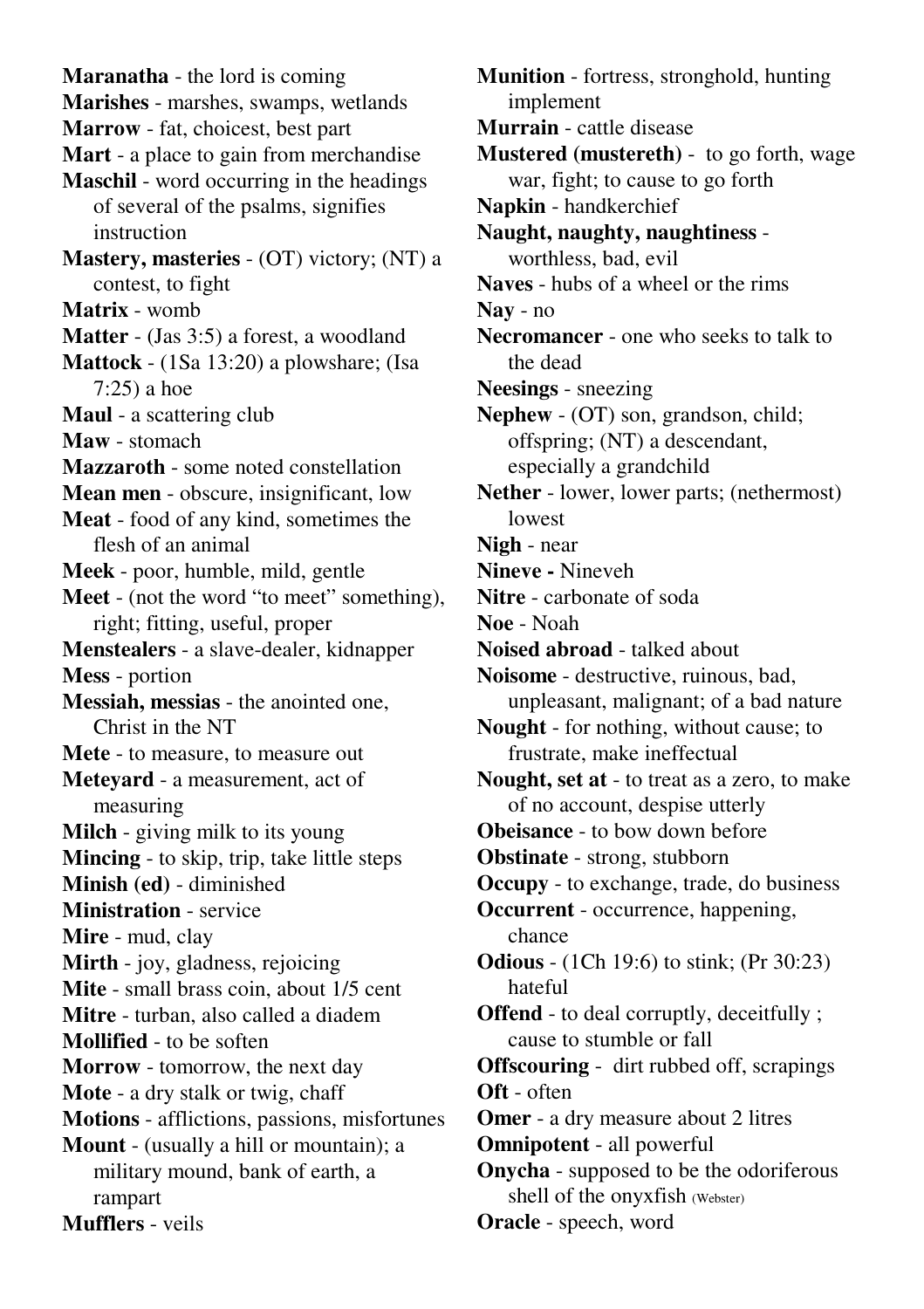**Maranatha** - the lord is coming

**Marishes** - marshes, swamps, wetlands

**Marrow** - fat, choicest, best part

**Mart** - a place to gain from merchandise

**Maschil** - word occurring in the headings of several of the psalms, signifies instruction

**Mastery, masteries** - (OT) victory; (NT) a contest, to fight

**Matrix** - womb

**Matter** - (Jas 3:5) a forest, a woodland

**Mattock** - (1Sa 13:20) a plowshare; (Isa 7:25) a hoe

**Maul** - a scattering club

**Maw** - stomach

**Mazzaroth** - some noted constellation

**Mean men** - obscure, insignificant, low

**Meat** - food of any kind, sometimes the flesh of an animal

**Meek** - poor, humble, mild, gentle

**Meet** - (not the word "to meet" something), right; fitting, useful, proper

**Menstealers** - a slave-dealer, kidnapper

**Mess** - portion

**Messiah, messias** - the anointed one, Christ in the NT

**Mete** - to measure, to measure out

**Meteyard** - a measurement, act of measuring

**Milch** - giving milk to its young

**Mincing** - to skip, trip, take little steps

**Minish (ed)** - diminished

**Ministration** - service

**Mire** - mud, clay

**Mirth** - joy, gladness, rejoicing

**Mite** - small brass coin, about 1/5 cent

**Mitre** - turban, also called a diadem

**Mollified** - to be soften

**Morrow** - tomorrow, the next day

**Mote** - a dry stalk or twig, chaff

**Motions** - afflictions, passions, misfortunes

**Mount** - (usually a hill or mountain); a military mound, bank of earth, a rampart

**Mufflers** - veils

**Munition** - fortress, stronghold, hunting implement

**Murrain** - cattle disease

**Mustered (mustereth)** - to go forth, wage war, fight; to cause to go forth

**Napkin** - handkerchief

**Naught, naughty, naughtiness** - worthless, bad, evil

**Naves** - hubs of a wheel or the rims

**Nay** - no

**Necromancer** - one who seeks to talk to the dead

**Neesings** - sneezing

**Nephew** - (OT) son, grandson, child; offspring; (NT) a descendant, especially a grandchild

**Nether** - lower, lower parts; (nethermost) lowest

**Nigh** - near

**Nineve -** Nineveh

**Nitre** - carbonate of soda

**Noe** - Noah

**Noised abroad** - talked about

**Noisome** - destructive, ruinous, bad, unpleasant, malignant; of a bad nature

**Nought** - for nothing, without cause; to frustrate, make ineffectual

**Nought, set at** - to treat as a zero, to make of no account, despise utterly

**Obeisance** - to bow down before

**Obstinate** - strong, stubborn

**Occupy** - to exchange, trade, do business

**Occurrent** - occurrence, happening, chance

**Odious** - (1Ch 19:6) to stink; (Pr 30:23) hateful

**Offend** - to deal corruptly, deceitfully ; cause to stumble or fall

**Offscouring** - dirt rubbed off, scrapings

**Oft** - often

**Omer** - a dry measure about 2 litres

**Omnipotent** - all powerful

**Onycha** - supposed to be the odoriferous shell of the onyxfish (Webster)

**Oracle** - speech, word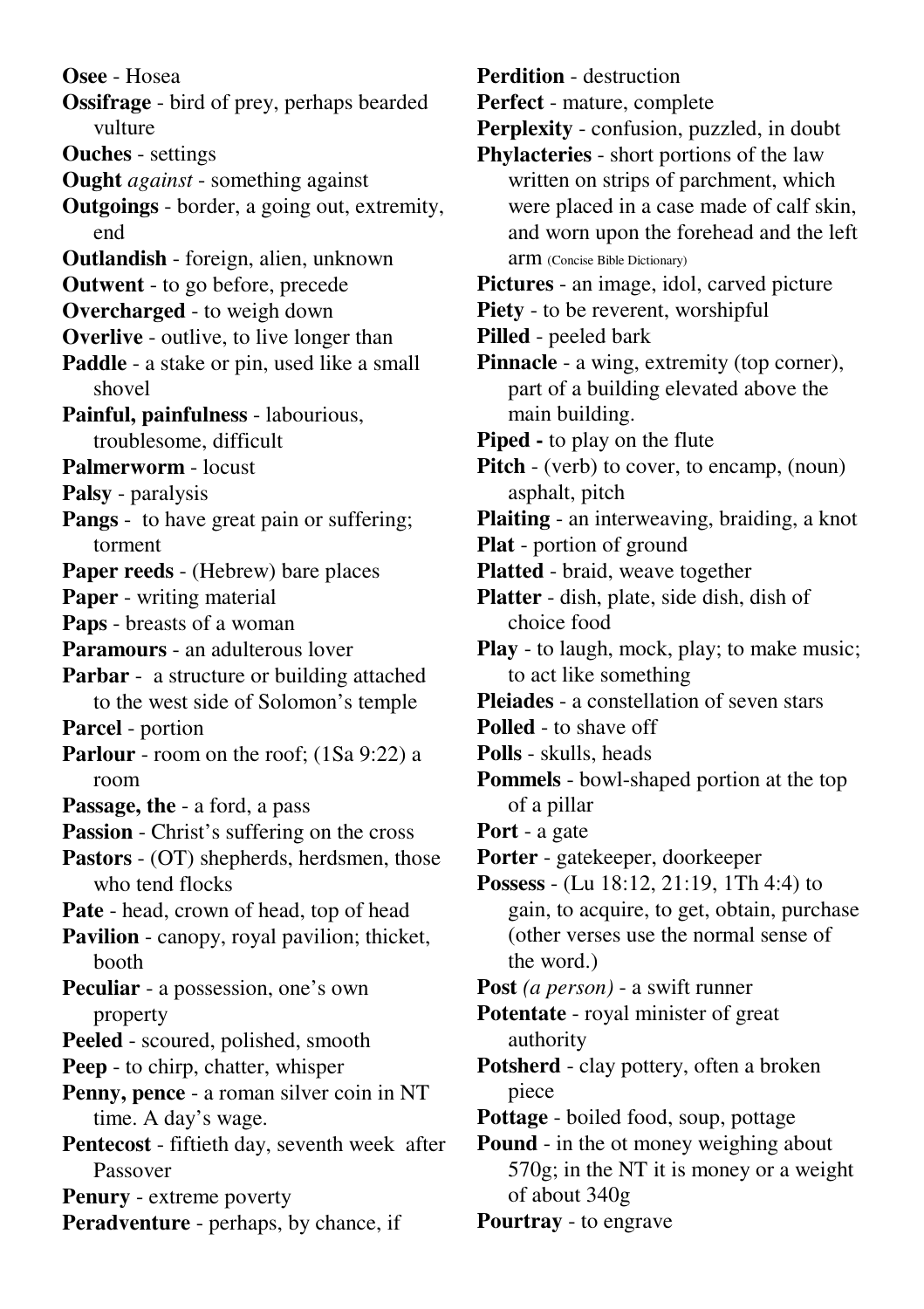**Osee** - Hosea

**Ossifrage** - bird of prey, perhaps bearded vulture

**Ouches** - settings

**Ought** *against* - something against

**Outgoings** - border, a going out, extremity, end

**Outlandish** - foreign, alien, unknown

**Outwent** - to go before, precede

**Overcharged** - to weigh down

**Overlive** - outlive, to live longer than

**Paddle** - a stake or pin, used like a small shovel

**Painful, painfulness** - labourious, troublesome, difficult

**Palmerworm** - locust

**Palsy** - paralysis

**Pangs** - to have great pain or suffering; torment

**Paper reeds** - (Hebrew) bare places

**Paper** - writing material

**Paps** - breasts of a woman

**Paramours** - an adulterous lover

**Parbar** - a structure or building attached to the west side of Solomon's temple

**Parcel** - portion

**Parlour** - room on the roof; (1Sa 9:22) a room

**Passage, the** - a ford, a pass

**Passion** - Christ's suffering on the cross

**Pastors** - (OT) shepherds, herdsmen, those who tend flocks

**Pate** - head, crown of head, top of head

**Pavilion** - canopy, royal pavilion; thicket, booth

**Peculiar** - a possession, one's own property

**Peeled** - scoured, polished, smooth

**Peep** - to chirp, chatter, whisper

**Penny, pence** - a roman silver coin in NT time. A day's wage.

**Pentecost** - fiftieth day, seventh week after Passover

**Penury** - extreme poverty

**Peradventure** - perhaps, by chance, if

**Perdition** - destruction

**Perfect** - mature, complete

**Perplexity** - confusion, puzzled, in doubt

**Phylacteries** - short portions of the law written on strips of parchment, which were placed in a case made of calf skin, and worn upon the forehead and the left arm (Concise Bible Dictionary)

**Pictures** - an image, idol, carved picture

**Piety** - to be reverent, worshipful

**Pilled** - peeled bark

**Pinnacle** - a wing, extremity (top corner), part of a building elevated above the main building.

**Piped -** to play on the flute

**Pitch** - (verb) to cover, to encamp, (noun) asphalt, pitch

**Plaiting** - an interweaving, braiding, a knot

**Plat** - portion of ground

**Platted** - braid, weave together

**Platter** - dish, plate, side dish, dish of choice food

**Play** - to laugh, mock, play; to make music; to act like something

**Pleiades** - a constellation of seven stars

**Polled** - to shave off

**Polls** - skulls, heads

**Pommels** - bowl-shaped portion at the top of a pillar

**Port** - a gate

**Porter** - gatekeeper, doorkeeper

**Possess** - (Lu 18:12, 21:19, 1Th 4:4) to gain, to acquire, to get, obtain, purchase (other verses use the normal sense of the word.)

**Post** *(a person)* - a swift runner

**Potentate** - royal minister of great authority

**Potsherd** - clay pottery, often a broken piece

**Pottage** - boiled food, soup, pottage

**Pound** - in the ot money weighing about 570g; in the NT it is money or a weight of about 340g

**Pourtray** - to engrave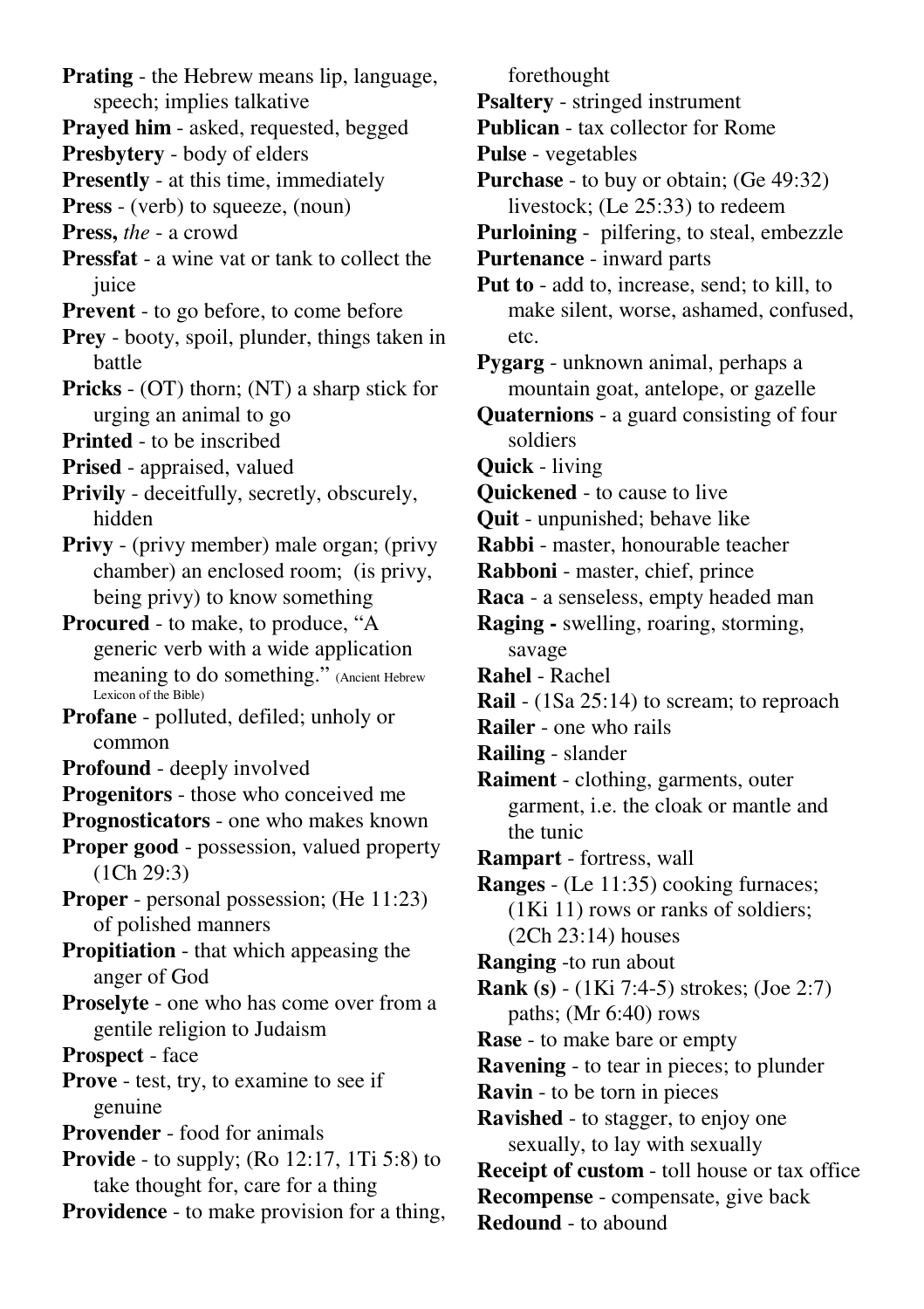**Prating** - the Hebrew means lip, language, speech; implies talkative

**Prayed him** - asked, requested, begged

**Presbytery** - body of elders

**Presently** - at this time, immediately

**Press** - (verb) to squeeze, (noun)

**Press,** *the* - a crowd

**Pressfat** - a wine vat or tank to collect the juice

**Prevent** - to go before, to come before

**Prey** - booty, spoil, plunder, things taken in battle

**Pricks** - (OT) thorn; (NT) a sharp stick for urging an animal to go

**Printed** - to be inscribed

**Prised** - appraised, valued

**Privily** - deceitfully, secretly, obscurely, hidden

**Privy** - (privy member) male organ; (privy chamber) an enclosed room; (is privy, being privy) to know something

**Procured** - to make, to produce, "A generic verb with a wide application meaning to do something." (Ancient Hebrew Lexicon of the Bible)

**Profane** - polluted, defiled; unholy or common

**Profound** - deeply involved

**Progenitors** - those who conceived me

**Prognosticators** - one who makes known

**Proper good** - possession, valued property (1Ch 29:3)

**Proper** - personal possession; (He 11:23) of polished manners

**Propitiation** - that which appeasing the anger of God

**Proselyte** - one who has come over from a gentile religion to Judaism

**Prospect** - face

**Prove** - test, try, to examine to see if genuine

**Provender** - food for animals

**Provide** - to supply; (Ro 12:17, 1Ti 5:8) to take thought for, care for a thing

**Providence** - to make provision for a thing, forethought

**Psaltery** - stringed instrument

**Publican** - tax collector for Rome

**Pulse** - vegetables

**Purchase** - to buy or obtain; (Ge 49:32) livestock; (Le 25:33) to redeem

**Purloining** - pilfering, to steal, embezzle

**Purtenance** - inward parts

**Put to** - add to, increase, send; to kill, to make silent, worse, ashamed, confused, etc.

**Pygarg** - unknown animal, perhaps a mountain goat, antelope, or gazelle

**Quaternions** - a guard consisting of four soldiers

**Quick** - living

**Quickened** - to cause to live

**Quit** - unpunished; behave like

**Rabbi** - master, honourable teacher

**Rabboni** - master, chief, prince

**Raca** - a senseless, empty headed man

**Raging -** swelling, roaring, storming, savage

**Rahel** - Rachel

**Rail** - (1Sa 25:14) to scream; to reproach

**Railer** - one who rails

**Railing** - slander

**Raiment** - clothing, garments, outer garment, i.e. the cloak or mantle and the tunic

**Rampart** - fortress, wall

**Ranges** - (Le 11:35) cooking furnaces; (1Ki 11) rows or ranks of soldiers; (2Ch 23:14) houses

**Ranging** -to run about

**Rank (s)** - (1Ki 7:4-5) strokes; (Joe 2:7) paths; (Mr 6:40) rows

**Rase** - to make bare or empty

**Ravening** - to tear in pieces; to plunder

**Ravin** - to be torn in pieces

**Ravished** - to stagger, to enjoy one sexually, to lay with sexually

**Receipt of custom** - toll house or tax office

**Recompense** - compensate, give back

**Redound** - to abound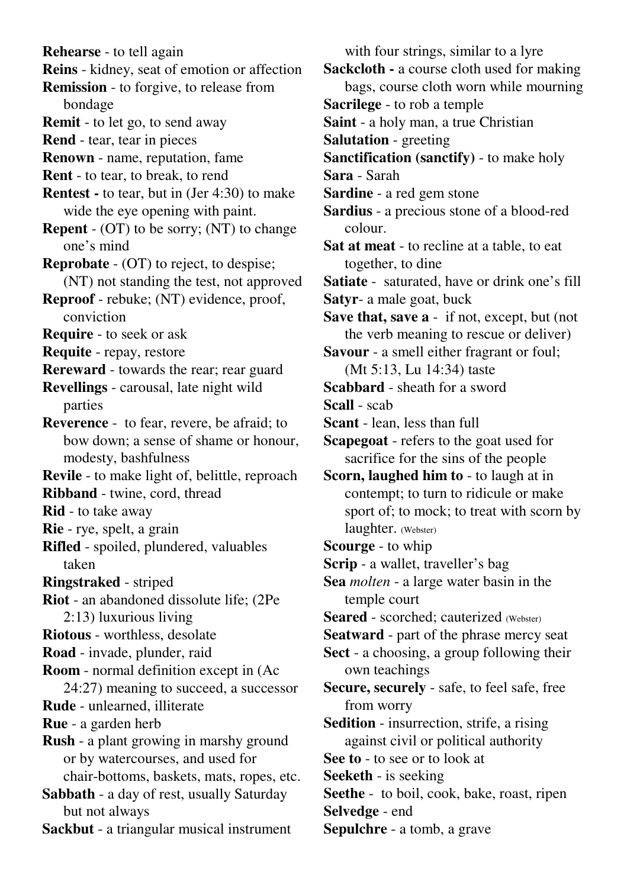**Rehearse** - to tell again

**Reins** - kidney, seat of emotion or affection

**Remission** - to forgive, to release from bondage

**Remit** - to let go, to send away

**Rend** - tear, tear in pieces

**Renown** - name, reputation, fame

**Rent** - to tear, to break, to rend

**Rentest -** to tear, but in (Jer 4:30) to make wide the eye opening with paint.

**Repent** - (OT) to be sorry; (NT) to change one's mind

**Reprobate** - (OT) to reject, to despise; (NT) not standing the test, not approved

**Reproof** - rebuke; (NT) evidence, proof, conviction

**Require** - to seek or ask

**Requite** - repay, restore

**Rereward** - towards the rear; rear guard

**Revellings** - carousal, late night wild parties

**Reverence** - to fear, revere, be afraid; to bow down; a sense of shame or honour, modesty, bashfulness

**Revile** - to make light of, belittle, reproach

**Ribband** - twine, cord, thread

**Rid** - to take away

**Rie** - rye, spelt, a grain

**Rifled** - spoiled, plundered, valuables taken

**Ringstraked** - striped

**Riot** - an abandoned dissolute life; (2Pe 2:13) luxurious living

**Riotous** - worthless, desolate

**Road** - invade, plunder, raid

**Room** - normal definition except in (Ac 24:27) meaning to succeed, a successor

**Rude** - unlearned, illiterate

**Rue** - a garden herb

**Rush** - a plant growing in marshy ground or by watercourses, and used for chair-bottoms, baskets, mats, ropes, etc.

**Sabbath** - a day of rest, usually Saturday but not always

**Sackbut** - a triangular musical instrument with four strings, similar to a lyre

**Sackcloth -** a course cloth used for making bags, course cloth worn while mourning

**Sacrilege** - to rob a temple

**Saint** - a holy man, a true Christian

**Salutation** - greeting

**Sanctification (sanctify)** - to make holy

**Sara** - Sarah

**Sardine** - a red gem stone

**Sardius** - a precious stone of a blood-red colour.

**Sat at meat** - to recline at a table, to eat together, to dine

**Satiate** - saturated, have or drink one's fill

**Satyr**- a male goat, buck

**Save that, save a** - if not, except, but (not the verb meaning to rescue or deliver)

**Savour** - a smell either fragrant or foul; (Mt 5:13, Lu 14:34) taste

**Scabbard** - sheath for a sword

**Scall** - scab

**Scant** - lean, less than full

**Scapegoat** - refers to the goat used for sacrifice for the sins of the people

**Scorn, laughed him to** - to laugh at in contempt; to turn to ridicule or make sport of; to mock; to treat with scorn by laughter. (Webster)

**Scourge** - to whip

**Scrip** - a wallet, traveller's bag

**Sea** *molten* - a large water basin in the temple court

**Seared** - scorched; cauterized (Webster)

**Seatward** - part of the phrase mercy seat

**Sect** - a choosing, a group following their own teachings

**Secure, securely** - safe, to feel safe, free from worry

**Sedition** - insurrection, strife, a rising against civil or political authority

**See to** - to see or to look at

**Seeketh** - is seeking

**Seethe** - to boil, cook, bake, roast, ripen

**Selvedge** - end

**Sepulchre** - a tomb, a grave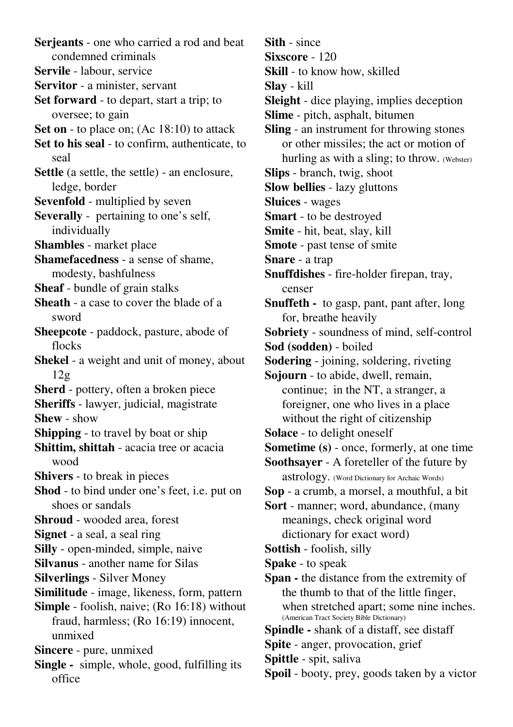**Serjeants** - one who carried a rod and beat condemned criminals

**Servile** - labour, service

**Servitor** - a minister, servant

**Set forward** - to depart, start a trip; to oversee; to gain

**Set on** - to place on; (Ac 18:10) to attack

**Set to his seal** - to confirm, authenticate, to seal

**Settle** (a settle, the settle) - an enclosure, ledge, border

**Sevenfold** - multiplied by seven

**Severally** - pertaining to one's self, individually

**Shambles** - market place

**Shamefacedness** - a sense of shame, modesty, bashfulness

**Sheaf** - bundle of grain stalks

**Sheath** - a case to cover the blade of a sword

**Sheepcote** - paddock, pasture, abode of flocks

**Shekel** - a weight and unit of money, about 12g

**Sherd** - pottery, often a broken piece

**Sheriffs** - lawyer, judicial, magistrate

**Shew** - show

**Shipping** - to travel by boat or ship

**Shittim, shittah** - acacia tree or acacia wood

**Shivers** - to break in pieces

**Shod** - to bind under one's feet, i.e. put on shoes or sandals

**Shroud** - wooded area, forest

**Signet** - a seal, a seal ring

**Silly** - open-minded, simple, naive

**Silvanus** - another name for Silas

**Silverlings** - Silver Money

**Similitude** - image, likeness, form, pattern

**Simple** - foolish, naive; (Ro 16:18) without fraud, harmless; (Ro 16:19) innocent, unmixed

**Sincere** - pure, unmixed

**Single -** simple, whole, good, fulfilling its office

**Sith** - since

**Sixscore** - 120

**Skill** - to know how, skilled

**Slay** - kill

**Sleight** - dice playing, implies deception

**Slime** - pitch, asphalt, bitumen

**Sling** - an instrument for throwing stones or other missiles; the act or motion of hurling as with a sling; to throw. (Webster)

**Slips** - branch, twig, shoot

**Slow bellies** - lazy gluttons

**Sluices** - wages

**Smart** - to be destroyed

**Smite** - hit, beat, slay, kill

**Smote** - past tense of smite

**Snare** - a trap

**Snuffdishes** - fire-holder firepan, tray, censer

**Snuffeth -** to gasp, pant, pant after, long for, breathe heavily

**Sobriety** - soundness of mind, self-control

**Sod (sodden)** - boiled

**Sodering** - joining, soldering, riveting

**Sojourn** - to abide, dwell, remain, continue; in the NT, a stranger, a foreigner, one who lives in a place without the right of citizenship

**Solace** - to delight oneself

**Sometime (s)** - once, formerly, at one time

**Soothsayer** - A foreteller of the future by astrology. (Word Dictionary for Archaic Words)

**Sop** - a crumb, a morsel, a mouthful, a bit

**Sort** - manner; word, abundance, (many meanings, check original word dictionary for exact word)

**Sottish** - foolish, silly

**Spake** - to speak

**Span -** the distance from the extremity of the thumb to that of the little finger, when stretched apart; some nine inches. (American Tract Society Bible Dictionary)

**Spindle -** shank of a distaff, see distaff

**Spite** - anger, provocation, grief

**Spittle** - spit, saliva

**Spoil** - booty, prey, goods taken by a victor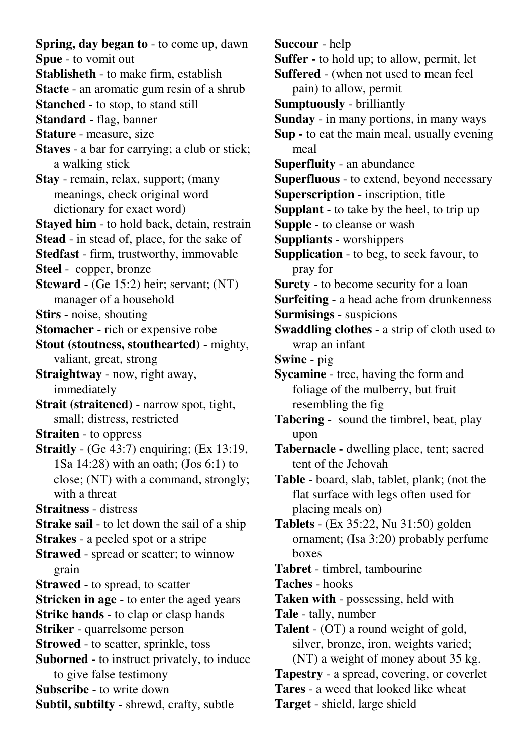**Spring, day began to** - to come up, dawn
**Spue** - to vomit out
**Stablisheth** - to make firm, establish
**Stacte** - an aromatic gum resin of a shrub
**Stanched** - to stop, to stand still
**Standard** - flag, banner
**Stature** - measure, size
**Staves** - a bar for carrying; a club or stick; a walking stick
**Stay** - remain, relax, support; (many meanings, check original word dictionary for exact word)
**Stayed him** - to hold back, detain, restrain
**Stead** - in stead of, place, for the sake of
**Stedfast** - firm, trustworthy, immovable
**Steel** - copper, bronze
**Steward** - (Ge 15:2) heir; servant; (NT) manager of a household
**Stirs** - noise, shouting
**Stomacher** - rich or expensive robe
**Stout (stoutness, stouthearted)** - mighty, valiant, great, strong
**Straightway** - now, right away, immediately
**Strait (straitened)** - narrow spot, tight, small; distress, restricted
**Straiten** - to oppress
**Straitly** - (Ge 43:7) enquiring; (Ex 13:19, 1Sa 14:28) with an oath; (Jos 6:1) to close; (NT) with a command, strongly; with a threat
**Straitness** - distress
**Strake sail** - to let down the sail of a ship
**Strakes** - a peeled spot or a stripe
**Strawed** - spread or scatter; to winnow grain
**Strawed** - to spread, to scatter
**Stricken in age** - to enter the aged years
**Strike hands** - to clap or clasp hands
**Striker** - quarrelsome person
**Strowed** - to scatter, sprinkle, toss
**Suborned** - to instruct privately, to induce to give false testimony
**Subscribe** - to write down
**Subtil, subtilty** - shrewd, crafty, subtle
**Succour** - help
**Suffer -** to hold up; to allow, permit, let
**Suffered** - (when not used to mean feel pain) to allow, permit
**Sumptuously** - brilliantly
**Sunday** - in many portions, in many ways
**Sup -** to eat the main meal, usually evening meal
**Superfluity** - an abundance
**Superfluous** - to extend, beyond necessary
**Superscription** - inscription, title
**Supplant** - to take by the heel, to trip up
**Supple** - to cleanse or wash
**Suppliants** - worshippers
**Supplication** - to beg, to seek favour, to pray for
**Surety** - to become security for a loan
**Surfeiting** - a head ache from drunkenness
**Surmisings** - suspicions
**Swaddling clothes** - a strip of cloth used to wrap an infant
**Swine** - pig
**Sycamine** - tree, having the form and foliage of the mulberry, but fruit resembling the fig
**Tabering** - sound the timbrel, beat, play upon
**Tabernacle -** dwelling place, tent; sacred tent of the Jehovah
**Table** - board, slab, tablet, plank; (not the flat surface with legs often used for placing meals on)
**Tablets** - (Ex 35:22, Nu 31:50) golden ornament; (Isa 3:20) probably perfume boxes
**Tabret** - timbrel, tambourine
**Taches** - hooks
**Taken with** - possessing, held with
**Tale** - tally, number
**Talent** - (OT) a round weight of gold, silver, bronze, iron, weights varied; (NT) a weight of money about 35 kg.
**Tapestry** - a spread, covering, or coverlet
**Tares** - a weed that looked like wheat
**Target** - shield, large shield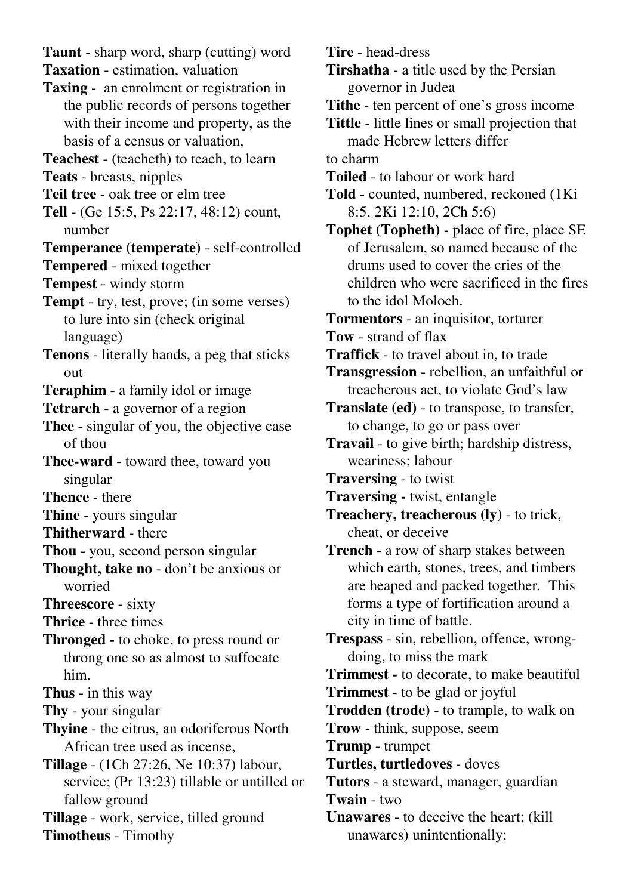**Taunt** - sharp word, sharp (cutting) word

**Taxation** - estimation, valuation

**Taxing** - an enrolment or registration in the public records of persons together with their income and property, as the basis of a census or valuation,

**Teachest** - (teacheth) to teach, to learn

**Teats** - breasts, nipples

**Teil tree** - oak tree or elm tree

**Tell** - (Ge 15:5, Ps 22:17, 48:12) count, number

**Temperance (temperate)** - self-controlled

**Tempered** - mixed together

**Tempest** - windy storm

**Tempt** - try, test, prove; (in some verses) to lure into sin (check original language)

**Tenons** - literally hands, a peg that sticks out

**Teraphim** - a family idol or image

**Tetrarch** - a governor of a region

**Thee** - singular of you, the objective case of thou

**Thee-ward** - toward thee, toward you singular

**Thence** - there

**Thine** - yours singular

**Thitherward** - there

**Thou** - you, second person singular

**Thought, take no** - don't be anxious or worried

**Threescore** - sixty

**Thrice** - three times

**Thronged -** to choke, to press round or throng one so as almost to suffocate him.

**Thus** - in this way

**Thy** - your singular

**Thyine** - the citrus, an odoriferous North African tree used as incense,

**Tillage** - (1Ch 27:26, Ne 10:37) labour, service; (Pr 13:23) tillable or untilled or fallow ground

**Tillage** - work, service, tilled ground

**Timotheus** - Timothy

**Tire** - head-dress

**Tirshatha** - a title used by the Persian governor in Judea

**Tithe** - ten percent of one's gross income

**Tittle** - little lines or small projection that made Hebrew letters differ

to charm

**Toiled** - to labour or work hard

**Told** - counted, numbered, reckoned (1Ki 8:5, 2Ki 12:10, 2Ch 5:6)

**Tophet (Topheth)** - place of fire, place SE of Jerusalem, so named because of the drums used to cover the cries of the children who were sacrificed in the fires to the idol Moloch.

**Tormentors** - an inquisitor, torturer

**Tow** - strand of flax

**Traffick** - to travel about in, to trade

**Transgression** - rebellion, an unfaithful or treacherous act, to violate God's law

**Translate (ed)** - to transpose, to transfer, to change, to go or pass over

**Travail** - to give birth; hardship distress, weariness; labour

**Traversing** - to twist

**Traversing -** twist, entangle

**Treachery, treacherous (ly)** - to trick, cheat, or deceive

**Trench** - a row of sharp stakes between which earth, stones, trees, and timbers are heaped and packed together. This forms a type of fortification around a city in time of battle.

**Trespass** - sin, rebellion, offence, wrong-doing, to miss the mark

**Trimmest -** to decorate, to make beautiful

**Trimmest** - to be glad or joyful

**Trodden (trode)** - to trample, to walk on

**Trow** - think, suppose, seem

**Trump** - trumpet

**Turtles, turtledoves** - doves

**Tutors** - a steward, manager, guardian

**Twain** - two

**Unawares** - to deceive the heart; (kill unawares) unintentionally;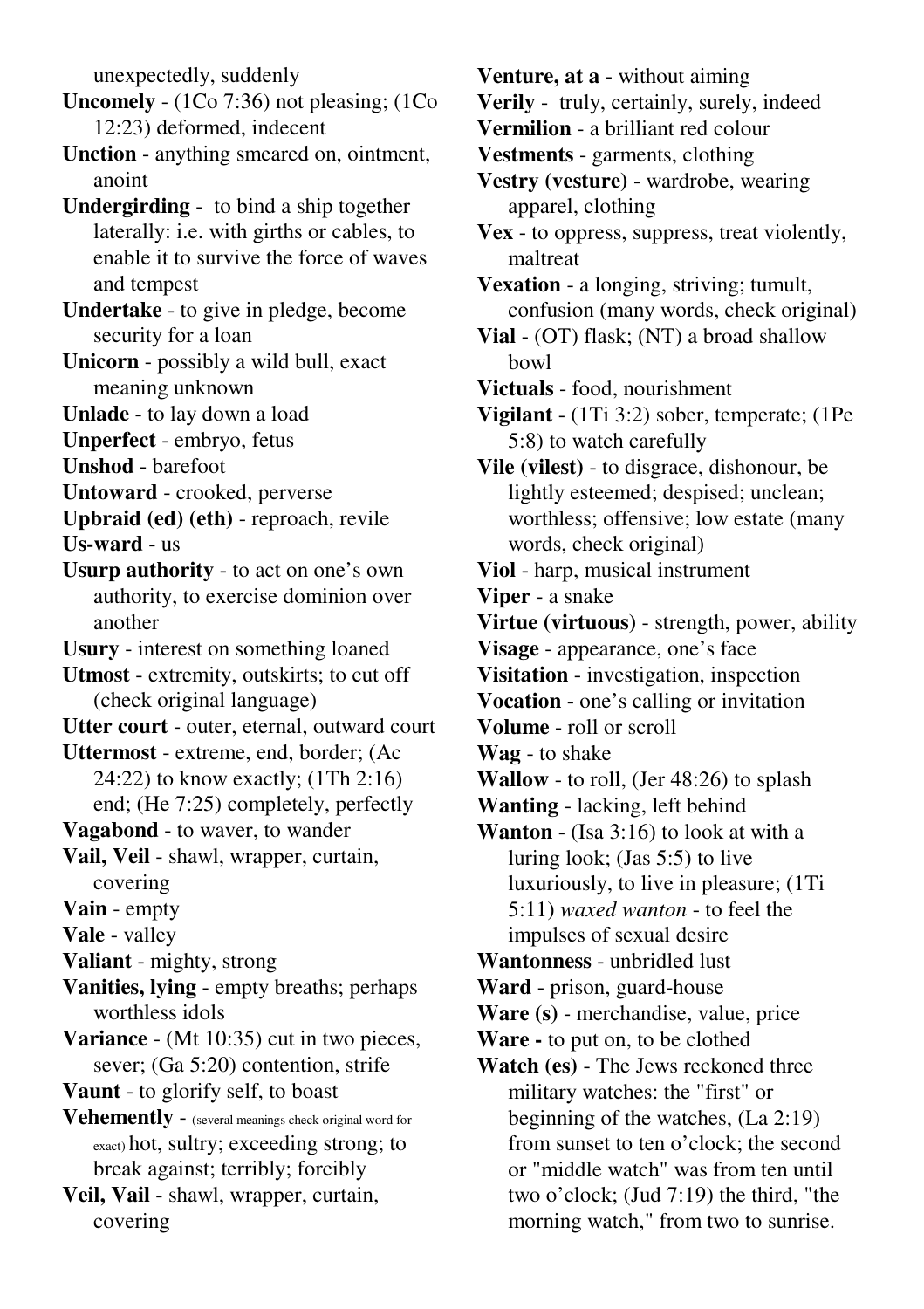unexpectedly, suddenly

**Uncomely** - (1Co 7:36) not pleasing; (1Co 12:23) deformed, indecent

**Unction** - anything smeared on, ointment, anoint

**Undergirding** - to bind a ship together laterally: i.e. with girths or cables, to enable it to survive the force of waves and tempest

**Undertake** - to give in pledge, become security for a loan

**Unicorn** - possibly a wild bull, exact meaning unknown

**Unlade** - to lay down a load

**Unperfect** - embryo, fetus

**Unshod** - barefoot

**Untoward** - crooked, perverse

**Upbraid (ed) (eth)** - reproach, revile

**Us-ward** - us

**Usurp authority** - to act on one's own authority, to exercise dominion over another

**Usury** - interest on something loaned

**Utmost** - extremity, outskirts; to cut off (check original language)

**Utter court** - outer, eternal, outward court

**Uttermost** - extreme, end, border; (Ac 24:22) to know exactly; (1Th 2:16) end; (He 7:25) completely, perfectly

**Vagabond** - to waver, to wander

**Vail, Veil** - shawl, wrapper, curtain, covering

**Vain** - empty

**Vale** - valley

**Valiant** - mighty, strong

**Vanities, lying** - empty breaths; perhaps worthless idols

**Variance** - (Mt 10:35) cut in two pieces, sever; (Ga 5:20) contention, strife

**Vaunt** - to glorify self, to boast

**Vehemently** - (several meanings check original word for exact) hot, sultry; exceeding strong; to break against; terribly; forcibly

**Veil, Vail** - shawl, wrapper, curtain, covering

**Venture, at a** - without aiming

**Verily** - truly, certainly, surely, indeed

**Vermilion** - a brilliant red colour

**Vestments** - garments, clothing

**Vestry (vesture)** - wardrobe, wearing apparel, clothing

**Vex** - to oppress, suppress, treat violently, maltreat

**Vexation** - a longing, striving; tumult, confusion (many words, check original)

**Vial** - (OT) flask; (NT) a broad shallow bowl

**Victuals** - food, nourishment

**Vigilant** - (1Ti 3:2) sober, temperate; (1Pe 5:8) to watch carefully

**Vile (vilest)** - to disgrace, dishonour, be lightly esteemed; despised; unclean; worthless; offensive; low estate (many words, check original)

**Viol** - harp, musical instrument

**Viper** - a snake

**Virtue (virtuous)** - strength, power, ability

**Visage** - appearance, one's face

**Visitation** - investigation, inspection

**Vocation** - one's calling or invitation

**Volume** - roll or scroll

**Wag** - to shake

**Wallow** - to roll, (Jer 48:26) to splash

**Wanting** - lacking, left behind

**Wanton** - (Isa 3:16) to look at with a luring look; (Jas 5:5) to live luxuriously, to live in pleasure; (1Ti 5:11) *waxed wanton* - to feel the impulses of sexual desire

**Wantonness** - unbridled lust

**Ward** - prison, guard-house

**Ware (s)** - merchandise, value, price

**Ware -** to put on, to be clothed

**Watch (es)** - The Jews reckoned three military watches: the "first" or beginning of the watches, (La 2:19) from sunset to ten o'clock; the second or "middle watch" was from ten until two o'clock; (Jud 7:19) the third, "the morning watch," from two to sunrise.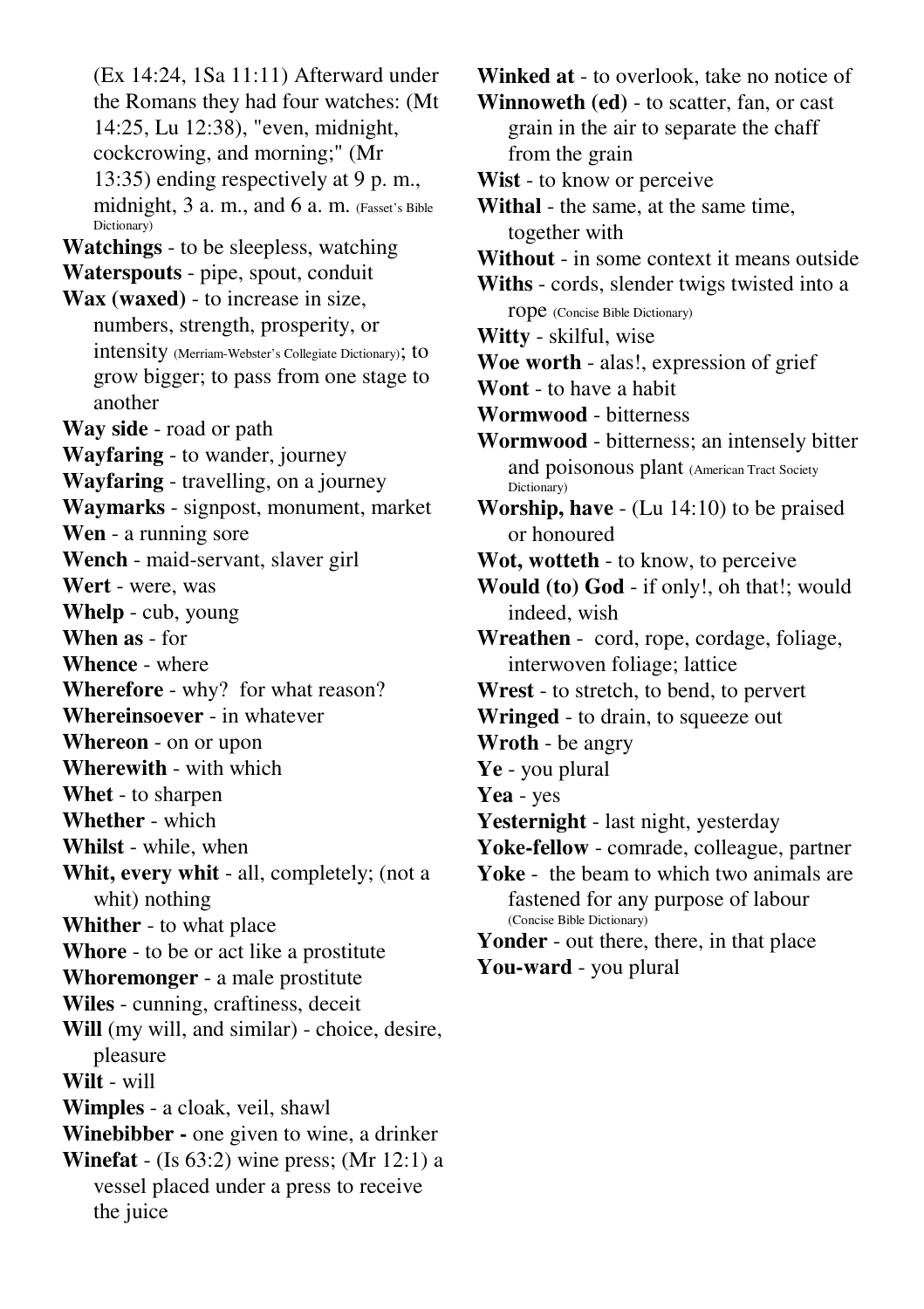(Ex 14:24, 1Sa 11:11) Afterward under the Romans they had four watches: (Mt 14:25, Lu 12:38), "even, midnight, cockcrowing, and morning;" (Mr 13:35) ending respectively at 9 p. m., midnight, 3 a. m., and 6 a. m. (Fasset's Bible Dictionary)

**Watchings** - to be sleepless, watching

**Waterspouts** - pipe, spout, conduit

**Wax (waxed)** - to increase in size, numbers, strength, prosperity, or intensity (Merriam-Webster's Collegiate Dictionary); to grow bigger; to pass from one stage to another

**Way side** - road or path

**Wayfaring** - to wander, journey

**Wayfaring** - travelling, on a journey

**Waymarks** - signpost, monument, market

**Wen** - a running sore

**Wench** - maid-servant, slaver girl

**Wert** - were, was

**Whelp** - cub, young

**When as** - for

**Whence** - where

**Wherefore** - why? for what reason?

**Whereinsoever** - in whatever

**Whereon** - on or upon

**Wherewith** - with which

**Whet** - to sharpen

**Whether** - which

**Whilst** - while, when

**Whit, every whit** - all, completely; (not a whit) nothing

**Whither** - to what place

**Whore** - to be or act like a prostitute

**Whoremonger** - a male prostitute

**Wiles** - cunning, craftiness, deceit

**Will** (my will, and similar) - choice, desire, pleasure

**Wilt** - will

**Wimples** - a cloak, veil, shawl

**Winebibber -** one given to wine, a drinker

**Winefat** - (Is 63:2) wine press; (Mr 12:1) a vessel placed under a press to receive the juice

**Winked at** - to overlook, take no notice of

**Winnoweth (ed)** - to scatter, fan, or cast grain in the air to separate the chaff from the grain

**Wist** - to know or perceive

**Withal** - the same, at the same time, together with

**Without** - in some context it means outside

**Withs** - cords, slender twigs twisted into a rope (Concise Bible Dictionary)

**Witty** - skilful, wise

**Woe worth** - alas!, expression of grief

**Wont** - to have a habit

**Wormwood** - bitterness

**Wormwood** - bitterness; an intensely bitter and poisonous plant (American Tract Society Dictionary)

**Worship, have** - (Lu 14:10) to be praised or honoured

**Wot, wotteth** - to know, to perceive

**Would (to) God** - if only!, oh that!; would indeed, wish

**Wreathen** - cord, rope, cordage, foliage, interwoven foliage; lattice

**Wrest** - to stretch, to bend, to pervert

**Wringed** - to drain, to squeeze out

**Wroth** - be angry

**Ye** - you plural

**Yea** - yes

**Yesternight** - last night, yesterday

**Yoke-fellow** - comrade, colleague, partner

**Yoke** - the beam to which two animals are fastened for any purpose of labour (Concise Bible Dictionary)

**Yonder** - out there, there, in that place

**You-ward** - you plural